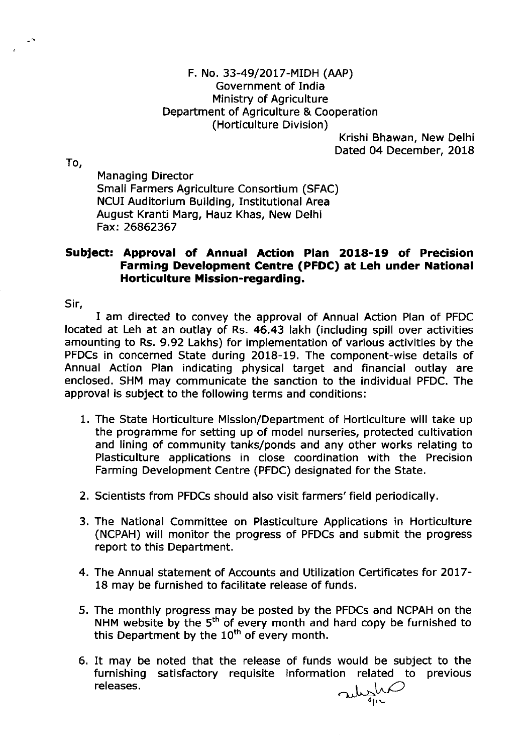F. No. 33-49/2017-MIDH (AAP)
Government of India
Ministry of Agriculture
Department of Agriculture & Cooperation
(Horticulture Division)

Krishi Bhawan, New Delhi
Dated 04 December, 2018

To,

Managing Director
Small Farmers Agriculture Consortium (SFAC)
NCUI Auditorium Building, Institutional Area
August Kranti Marg, Hauz Khas, New Delhi
Fax: 26862367

**Subject: Approval of Annual Action Plan 2018-19 of Precision Farming Development Centre (PFDC) at Leh under National Horticulture Mission-regarding.**

Sir,

I am directed to convey the approval of Annual Action Plan of PFDC located at Leh at an outlay of Rs. 46.43 lakh (including spill over activities amounting to Rs. 9.92 Lakhs) for implementation of various activities by the PFDCs in concerned State during 2018-19. The component-wise details of Annual Action Plan indicating physical target and financial outlay are enclosed. SHM may communicate the sanction to the individual PFDC. The approval is subject to the following terms and conditions:

1. The State Horticulture Mission/Department of Horticulture will take up the programme for setting up of model nurseries, protected cultivation and lining of community tanks/ponds and any other works relating to Plasticulture applications in close coordination with the Precision Farming Development Centre (PFDC) designated for the State.

2. Scientists from PFDCs should also visit farmers' field periodically.

3. The National Committee on Plasticulture Applications in Horticulture (NCPAH) will monitor the progress of PFDCs and submit the progress report to this Department.

4. The Annual statement of Accounts and Utilization Certificates for 2017-18 may be furnished to facilitate release of funds.

5. The monthly progress may be posted by the PFDCs and NCPAH on the NHM website by the 5th of every month and hard copy be furnished to this Department by the 10th of every month.

6. It may be noted that the release of funds would be subject to the furnishing satisfactory requisite information related to previous releases.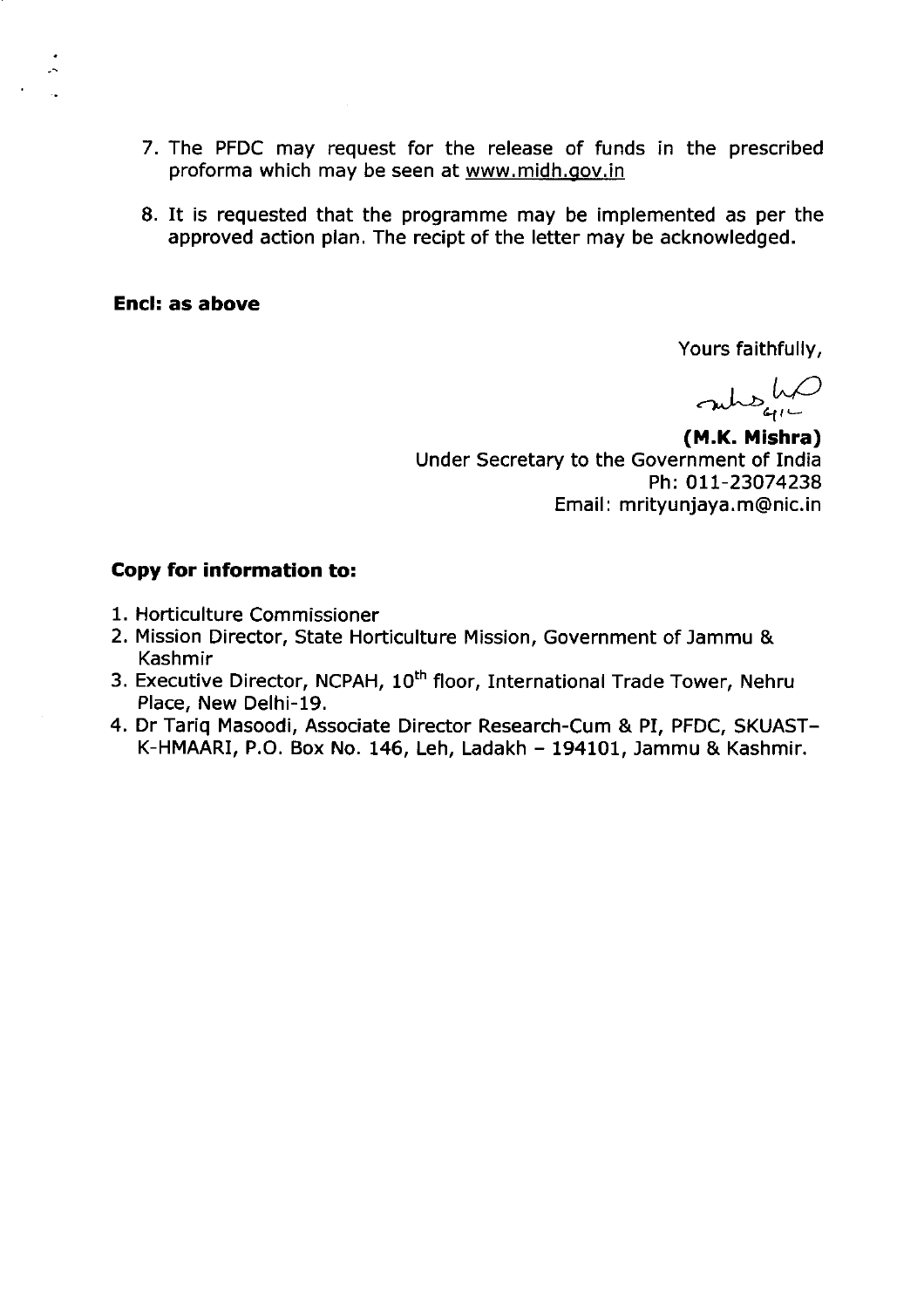7. The PFDC may request for the release of funds in the prescribed proforma which may be seen at www.midh.gov.in

8. It is requested that the programme may be implemented as per the approved action plan. The recipt of the letter may be acknowledged.

**Encl: as above**

Yours faithfully,

**(M.K. Mishra)**
Under Secretary to the Government of India
Ph: 011-23074238
Email: mrityunjaya.m@nic.in

**Copy for information to:**

1. Horticulture Commissioner
2. Mission Director, State Horticulture Mission, Government of Jammu & Kashmir
3. Executive Director, NCPAH, 10th floor, International Trade Tower, Nehru Place, New Delhi-19.
4. Dr Tariq Masoodi, Associate Director Research-Cum & PI, PFDC, SKUAST-K-HMAARI, P.O. Box No. 146, Leh, Ladakh – 194101, Jammu & Kashmir.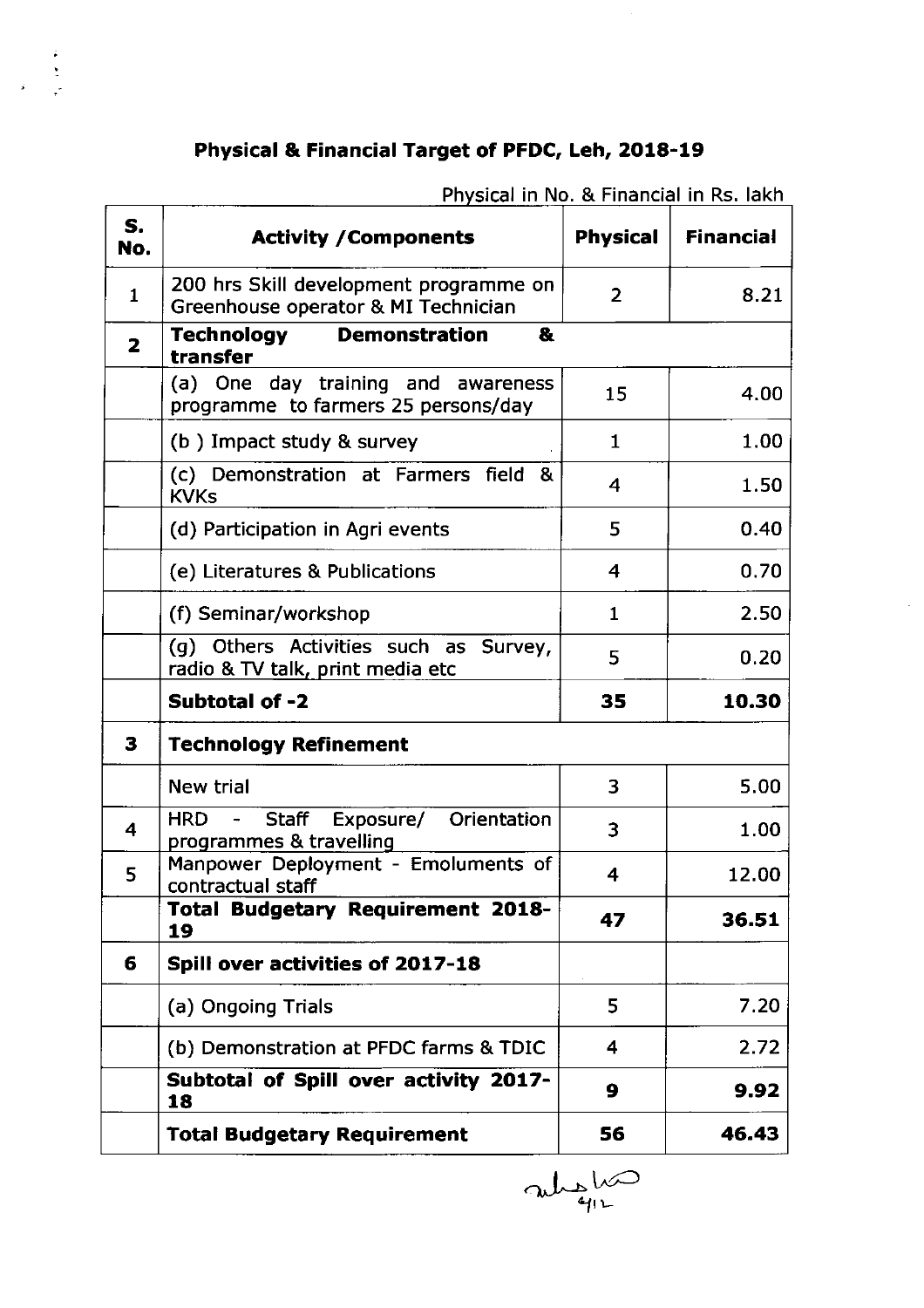## Physical & Financial Target of PFDC, Leh, 2018-19

Physical in No. & Financial in Rs. lakh

| S. No. | Activity /Components | Physical | Financial |
|---|---|---|---|
| 1 | 200 hrs Skill development programme on Greenhouse operator & MI Technician | 2 | 8.21 |
| 2 | **Technology Demonstration & transfer** | | |
| | (a) One day training and awareness programme to farmers 25 persons/day | 15 | 4.00 |
| | (b ) Impact study & survey | 1 | 1.00 |
| | (c) Demonstration at Farmers field & KVKs | 4 | 1.50 |
| | (d) Participation in Agri events | 5 | 0.40 |
| | (e) Literatures & Publications | 4 | 0.70 |
| | (f) Seminar/workshop | 1 | 2.50 |
| | (g) Others Activities such as Survey, radio & TV talk, print media etc | 5 | 0.20 |
| | **Subtotal of -2** | **35** | **10.30** |
| 3 | **Technology Refinement** | | |
| | New trial | 3 | 5.00 |
| 4 | HRD - Staff Exposure/ Orientation programmes & travelling | 3 | 1.00 |
| 5 | Manpower Deployment - Emoluments of contractual staff | 4 | 12.00 |
| | **Total Budgetary Requirement 2018-19** | **47** | **36.51** |
| 6 | **Spill over activities of 2017-18** | | |
| | (a) Ongoing Trials | 5 | 7.20 |
| | (b) Demonstration at PFDC farms & TDIC | 4 | 2.72 |
| | **Subtotal of Spill over activity 2017-18** | **9** | **9.92** |
| | **Total Budgetary Requirement** | **56** | **46.43** |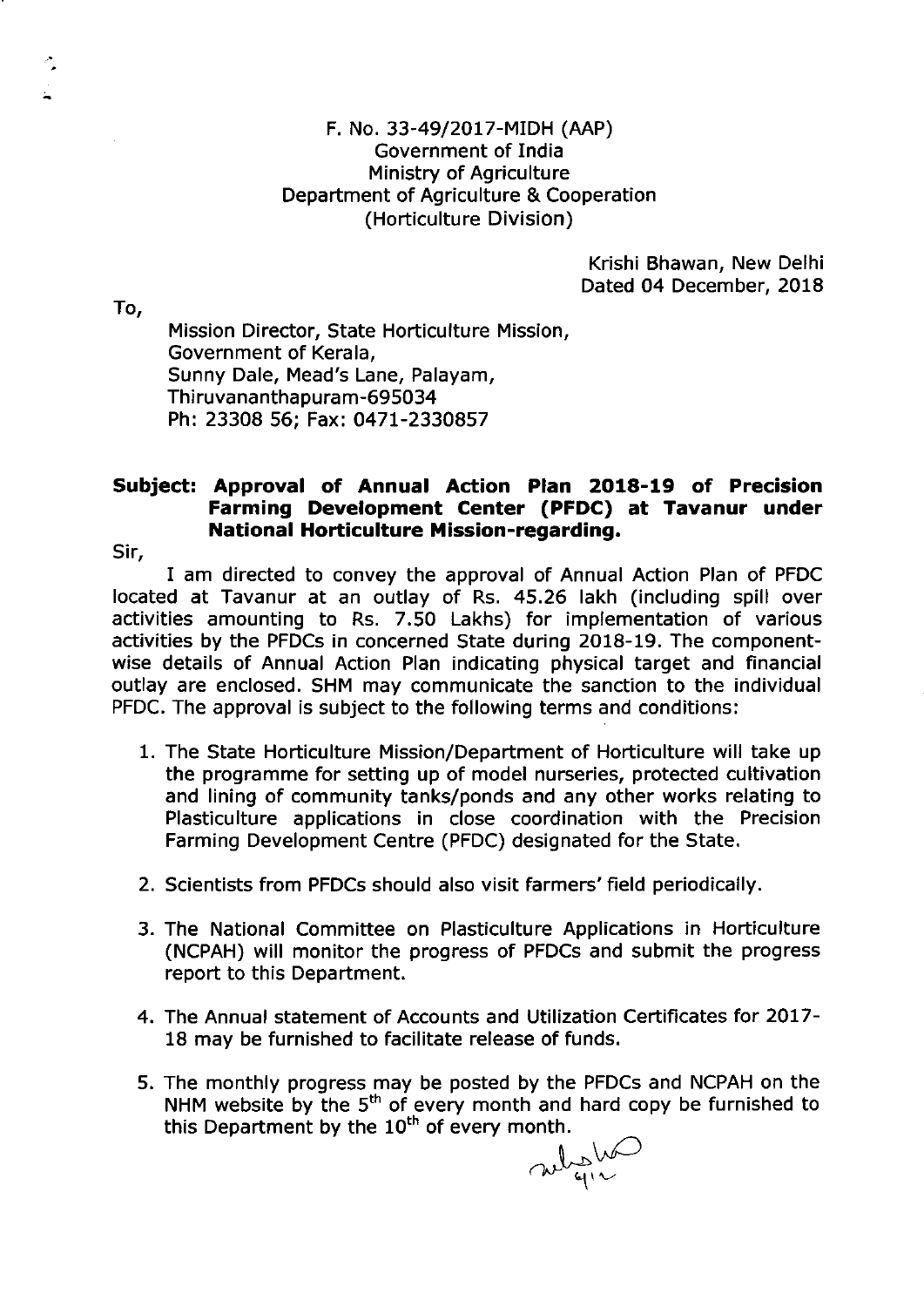F. No. 33-49/2017-MIDH (AAP)
Government of India
Ministry of Agriculture
Department of Agriculture & Cooperation
(Horticulture Division)

Krishi Bhawan, New Delhi
Dated 04 December, 2018

To,

Mission Director, State Horticulture Mission,
Government of Kerala,
Sunny Dale, Mead's Lane, Palayam,
Thiruvananthapuram-695034
Ph: 23308 56; Fax: 0471-2330857

**Subject: Approval of Annual Action Plan 2018-19 of Precision Farming Development Center (PFDC) at Tavanur under National Horticulture Mission-regarding.**

Sir,

I am directed to convey the approval of Annual Action Plan of PFDC located at Tavanur at an outlay of Rs. 45.26 lakh (including spill over activities amounting to Rs. 7.50 Lakhs) for implementation of various activities by the PFDCs in concerned State during 2018-19. The component-wise details of Annual Action Plan indicating physical target and financial outlay are enclosed. SHM may communicate the sanction to the individual PFDC. The approval is subject to the following terms and conditions:

1. The State Horticulture Mission/Department of Horticulture will take up the programme for setting up of model nurseries, protected cultivation and lining of community tanks/ponds and any other works relating to Plasticulture applications in close coordination with the Precision Farming Development Centre (PFDC) designated for the State.

2. Scientists from PFDCs should also visit farmers' field periodically.

3. The National Committee on Plasticulture Applications in Horticulture (NCPAH) will monitor the progress of PFDCs and submit the progress report to this Department.

4. The Annual statement of Accounts and Utilization Certificates for 2017-18 may be furnished to facilitate release of funds.

5. The monthly progress may be posted by the PFDCs and NCPAH on the NHM website by the 5th of every month and hard copy be furnished to this Department by the 10th of every month.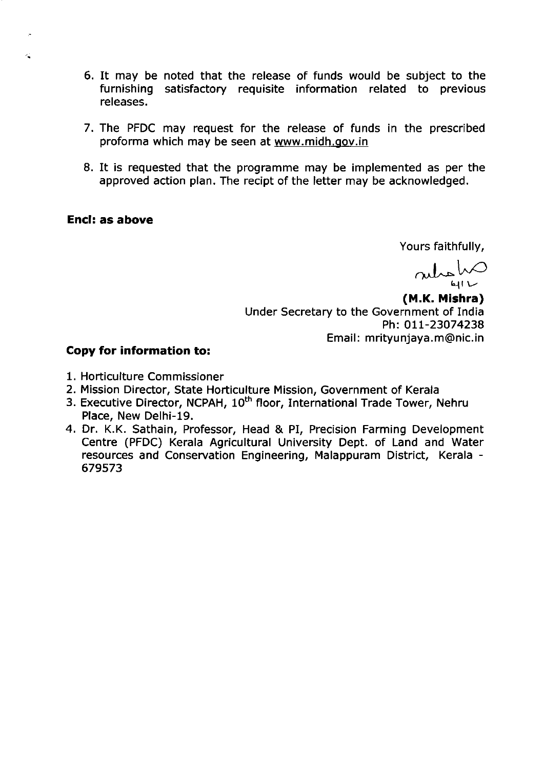6. It may be noted that the release of funds would be subject to the furnishing satisfactory requisite information related to previous releases.

7. The PFDC may request for the release of funds in the prescribed proforma which may be seen at www.midh.gov.in

8. It is requested that the programme may be implemented as per the approved action plan. The recipt of the letter may be acknowledged.

**Encl: as above**

Yours faithfully,

**(M.K. Mishra)**
Under Secretary to the Government of India
Ph: 011-23074238
Email: mrityunjaya.m@nic.in

**Copy for information to:**

1. Horticulture Commissioner
2. Mission Director, State Horticulture Mission, Government of Kerala
3. Executive Director, NCPAH, 10th floor, International Trade Tower, Nehru Place, New Delhi-19.
4. Dr. K.K. Sathain, Professor, Head & PI, Precision Farming Development Centre (PFDC) Kerala Agricultural University Dept. of Land and Water resources and Conservation Engineering, Malappuram District, Kerala - 679573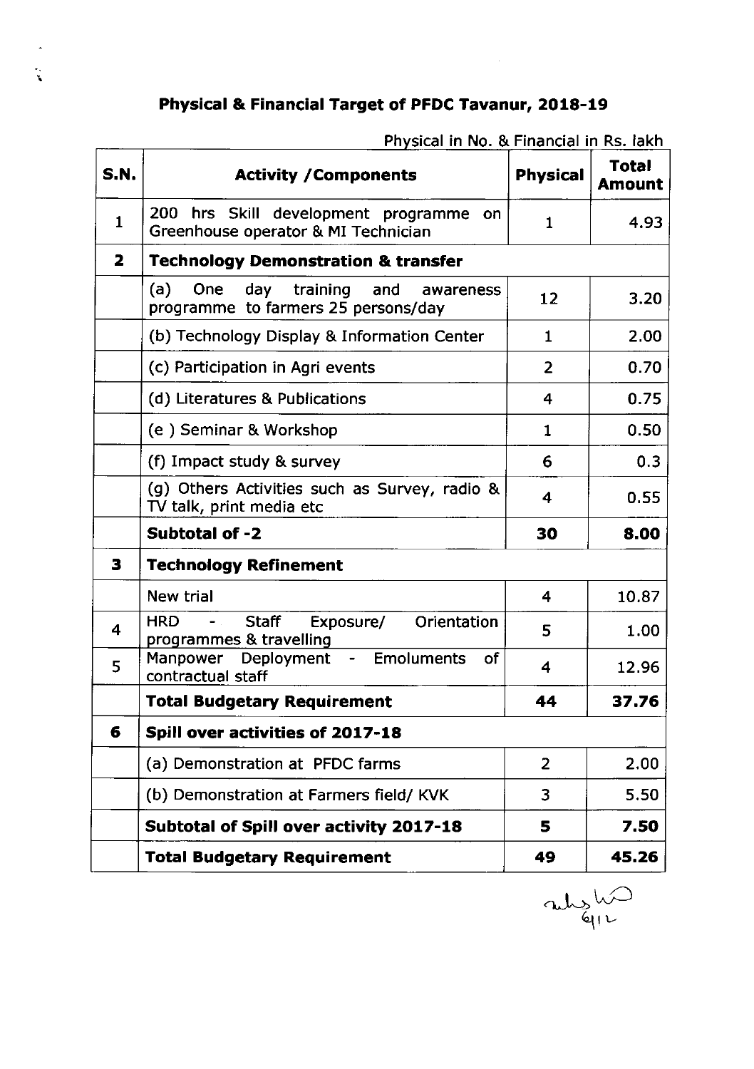# Physical & Financial Target of PFDC Tavanur, 2018-19

Physical in No. & Financial in Rs. lakh

| S.N. | Activity /Components | Physical | Total Amount |
|---|---|---|---|
| 1 | 200 hrs Skill development programme on Greenhouse operator & MI Technician | 1 | 4.93 |
| **2** | **Technology Demonstration & transfer** | | |
| | (a) One day training and awareness programme to farmers 25 persons/day | 12 | 3.20 |
| | (b) Technology Display & Information Center | 1 | 2.00 |
| | (c) Participation in Agri events | 2 | 0.70 |
| | (d) Literatures & Publications | 4 | 0.75 |
| | (e ) Seminar & Workshop | 1 | 0.50 |
| | (f) Impact study & survey | 6 | 0.3 |
| | (g) Others Activities such as Survey, radio & TV talk, print media etc | 4 | 0.55 |
| | **Subtotal of -2** | **30** | **8.00** |
| **3** | **Technology Refinement** | | |
| | New trial | 4 | 10.87 |
| 4 | HRD - Staff Exposure/ Orientation programmes & travelling | 5 | 1.00 |
| 5 | Manpower Deployment - Emoluments of contractual staff | 4 | 12.96 |
| | **Total Budgetary Requirement** | **44** | **37.76** |
| **6** | **Spill over activities of 2017-18** | | |
| | (a) Demonstration at PFDC farms | 2 | 2.00 |
| | (b) Demonstration at Farmers field/ KVK | 3 | 5.50 |
| | **Subtotal of Spill over activity 2017-18** | **5** | **7.50** |
| | **Total Budgetary Requirement** | **49** | **45.26** |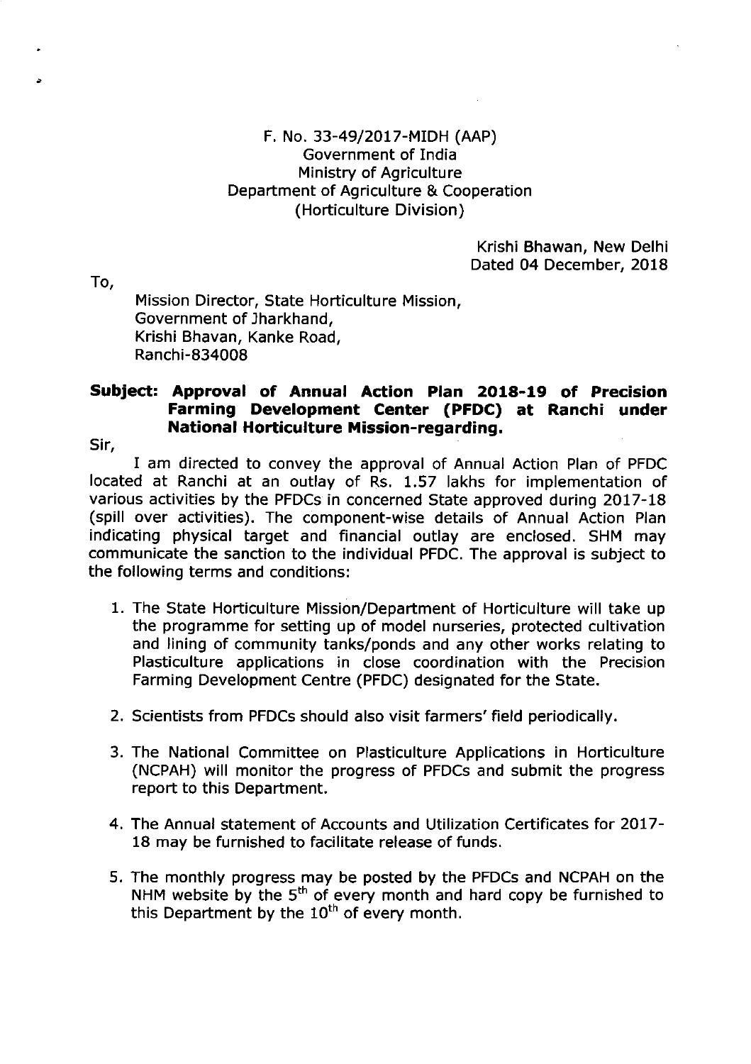F. No. 33-49/2017-MIDH (AAP)
Government of India
Ministry of Agriculture
Department of Agriculture & Cooperation
(Horticulture Division)

Krishi Bhawan, New Delhi
Dated 04 December, 2018

To,

Mission Director, State Horticulture Mission,
Government of Jharkhand,
Krishi Bhavan, Kanke Road,
Ranchi-834008

**Subject: Approval of Annual Action Plan 2018-19 of Precision Farming Development Center (PFDC) at Ranchi under National Horticulture Mission-regarding.**

Sir,

I am directed to convey the approval of Annual Action Plan of PFDC located at Ranchi at an outlay of Rs. 1.57 lakhs for implementation of various activities by the PFDCs in concerned State approved during 2017-18 (spill over activities). The component-wise details of Annual Action Plan indicating physical target and financial outlay are enclosed. SHM may communicate the sanction to the individual PFDC. The approval is subject to the following terms and conditions:

1. The State Horticulture Mission/Department of Horticulture will take up the programme for setting up of model nurseries, protected cultivation and lining of community tanks/ponds and any other works relating to Plasticulture applications in close coordination with the Precision Farming Development Centre (PFDC) designated for the State.

2. Scientists from PFDCs should also visit farmers' field periodically.

3. The National Committee on Plasticulture Applications in Horticulture (NCPAH) will monitor the progress of PFDCs and submit the progress report to this Department.

4. The Annual statement of Accounts and Utilization Certificates for 2017-18 may be furnished to facilitate release of funds.

5. The monthly progress may be posted by the PFDCs and NCPAH on the NHM website by the 5th of every month and hard copy be furnished to this Department by the 10th of every month.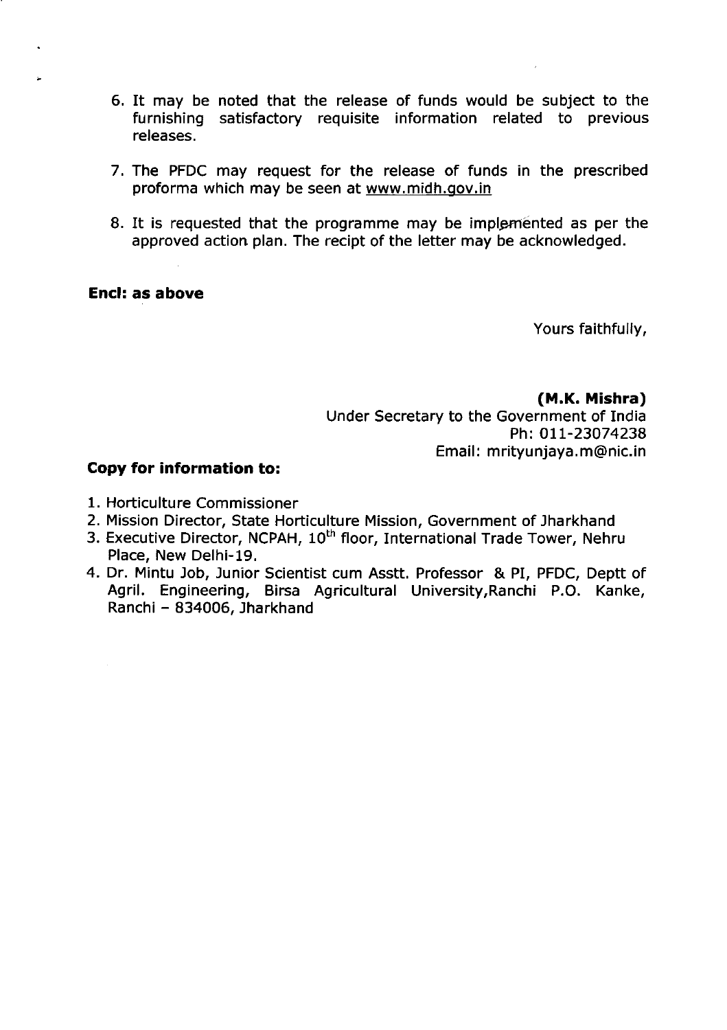6. It may be noted that the release of funds would be subject to the furnishing satisfactory requisite information related to previous releases.

7. The PFDC may request for the release of funds in the prescribed proforma which may be seen at www.midh.gov.in

8. It is requested that the programme may be implemented as per the approved action plan. The recipt of the letter may be acknowledged.

**Encl: as above**

Yours faithfully,

**(M.K. Mishra)**
Under Secretary to the Government of India
Ph: 011-23074238
Email: mrityunjaya.m@nic.in

**Copy for information to:**

1. Horticulture Commissioner
2. Mission Director, State Horticulture Mission, Government of Jharkhand
3. Executive Director, NCPAH, 10th floor, International Trade Tower, Nehru Place, New Delhi-19.
4. Dr. Mintu Job, Junior Scientist cum Asstt. Professor & PI, PFDC, Deptt of Agril. Engineering, Birsa Agricultural University,Ranchi P.O. Kanke, Ranchi – 834006, Jharkhand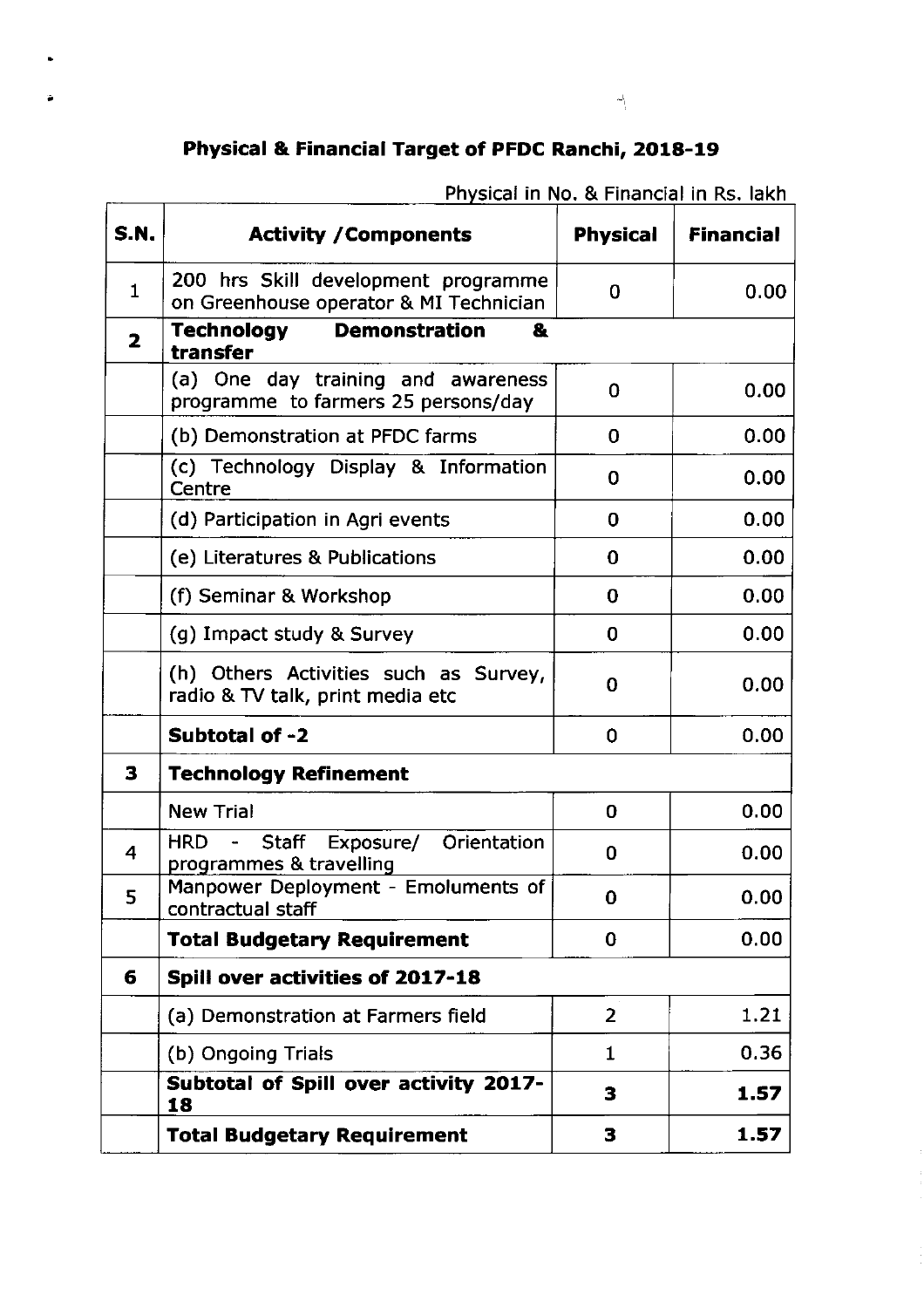## Physical & Financial Target of PFDC Ranchi, 2018-19

Physical in No. & Financial in Rs. lakh

| S.N. | Activity /Components | Physical | Financial |
|---|---|---|---|
| 1 | 200 hrs Skill development programme on Greenhouse operator & MI Technician | 0 | 0.00 |
| **2** | **Technology Demonstration & transfer** | | |
| | (a) One day training and awareness programme to farmers 25 persons/day | 0 | 0.00 |
| | (b) Demonstration at PFDC farms | 0 | 0.00 |
| | (c) Technology Display & Information Centre | 0 | 0.00 |
| | (d) Participation in Agri events | 0 | 0.00 |
| | (e) Literatures & Publications | 0 | 0.00 |
| | (f) Seminar & Workshop | 0 | 0.00 |
| | (g) Impact study & Survey | 0 | 0.00 |
| | (h) Others Activities such as Survey, radio & TV talk, print media etc | 0 | 0.00 |
| | **Subtotal of -2** | 0 | 0.00 |
| **3** | **Technology Refinement** | | |
| | New Trial | 0 | 0.00 |
| 4 | HRD - Staff Exposure/ Orientation programmes & travelling | 0 | 0.00 |
| 5 | Manpower Deployment - Emoluments of contractual staff | 0 | 0.00 |
| | **Total Budgetary Requirement** | 0 | 0.00 |
| **6** | **Spill over activities of 2017-18** | | |
| | (a) Demonstration at Farmers field | 2 | 1.21 |
| | (b) Ongoing Trials | 1 | 0.36 |
| | **Subtotal of Spill over activity 2017-18** | **3** | **1.57** |
| | **Total Budgetary Requirement** | **3** | **1.57** |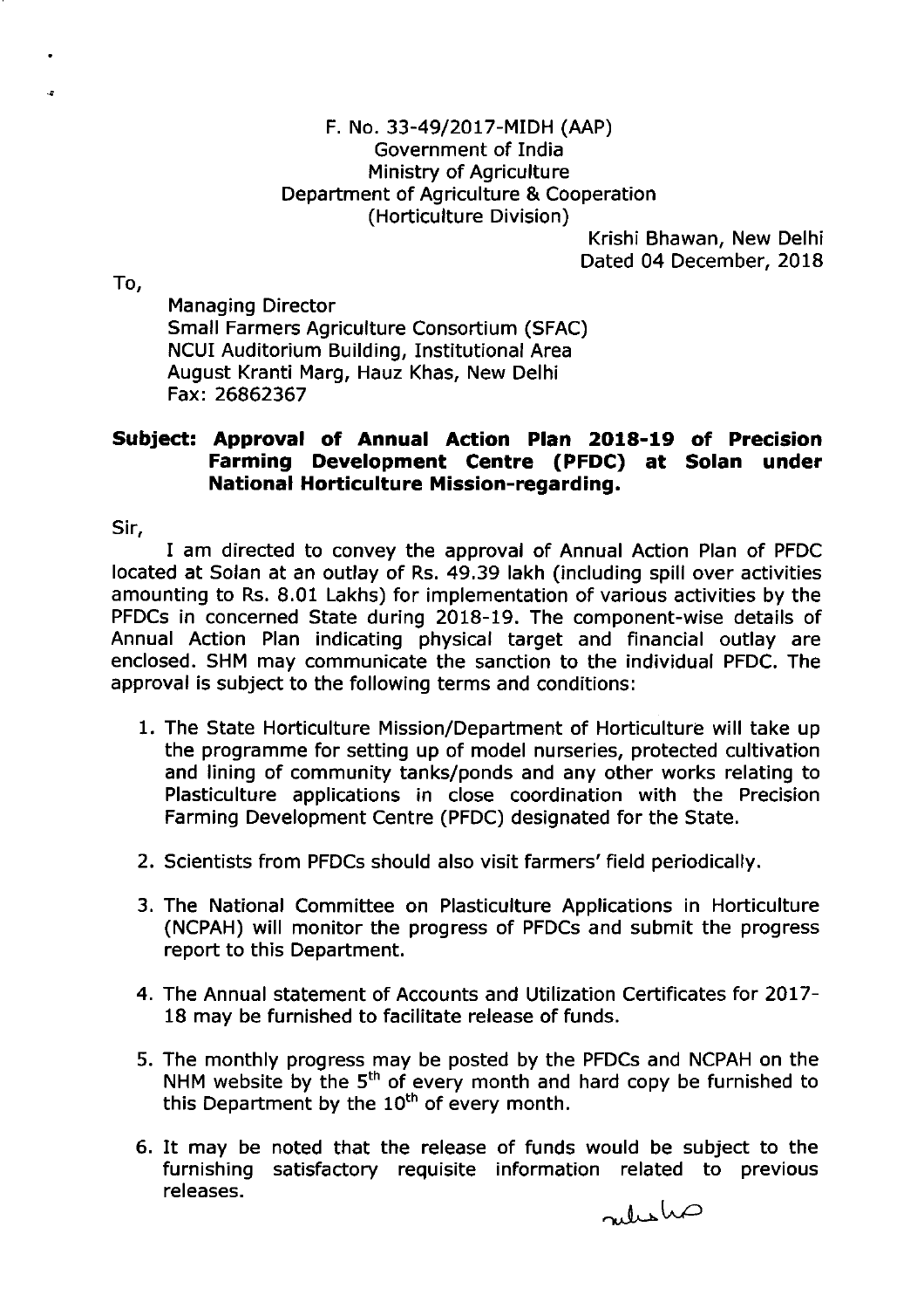F. No. 33-49/2017-MIDH (AAP)
Government of India
Ministry of Agriculture
Department of Agriculture & Cooperation
(Horticulture Division)

Krishi Bhawan, New Delhi
Dated 04 December, 2018

To,

Managing Director
Small Farmers Agriculture Consortium (SFAC)
NCUI Auditorium Building, Institutional Area
August Kranti Marg, Hauz Khas, New Delhi
Fax: 26862367

**Subject: Approval of Annual Action Plan 2018-19 of Precision Farming Development Centre (PFDC) at Solan under National Horticulture Mission-regarding.**

Sir,

I am directed to convey the approval of Annual Action Plan of PFDC located at Solan at an outlay of Rs. 49.39 lakh (including spill over activities amounting to Rs. 8.01 Lakhs) for implementation of various activities by the PFDCs in concerned State during 2018-19. The component-wise details of Annual Action Plan indicating physical target and financial outlay are enclosed. SHM may communicate the sanction to the individual PFDC. The approval is subject to the following terms and conditions:

1. The State Horticulture Mission/Department of Horticulture will take up the programme for setting up of model nurseries, protected cultivation and lining of community tanks/ponds and any other works relating to Plasticulture applications in close coordination with the Precision Farming Development Centre (PFDC) designated for the State.

2. Scientists from PFDCs should also visit farmers' field periodically.

3. The National Committee on Plasticulture Applications in Horticulture (NCPAH) will monitor the progress of PFDCs and submit the progress report to this Department.

4. The Annual statement of Accounts and Utilization Certificates for 2017-18 may be furnished to facilitate release of funds.

5. The monthly progress may be posted by the PFDCs and NCPAH on the NHM website by the 5th of every month and hard copy be furnished to this Department by the 10th of every month.

6. It may be noted that the release of funds would be subject to the furnishing satisfactory requisite information related to previous releases.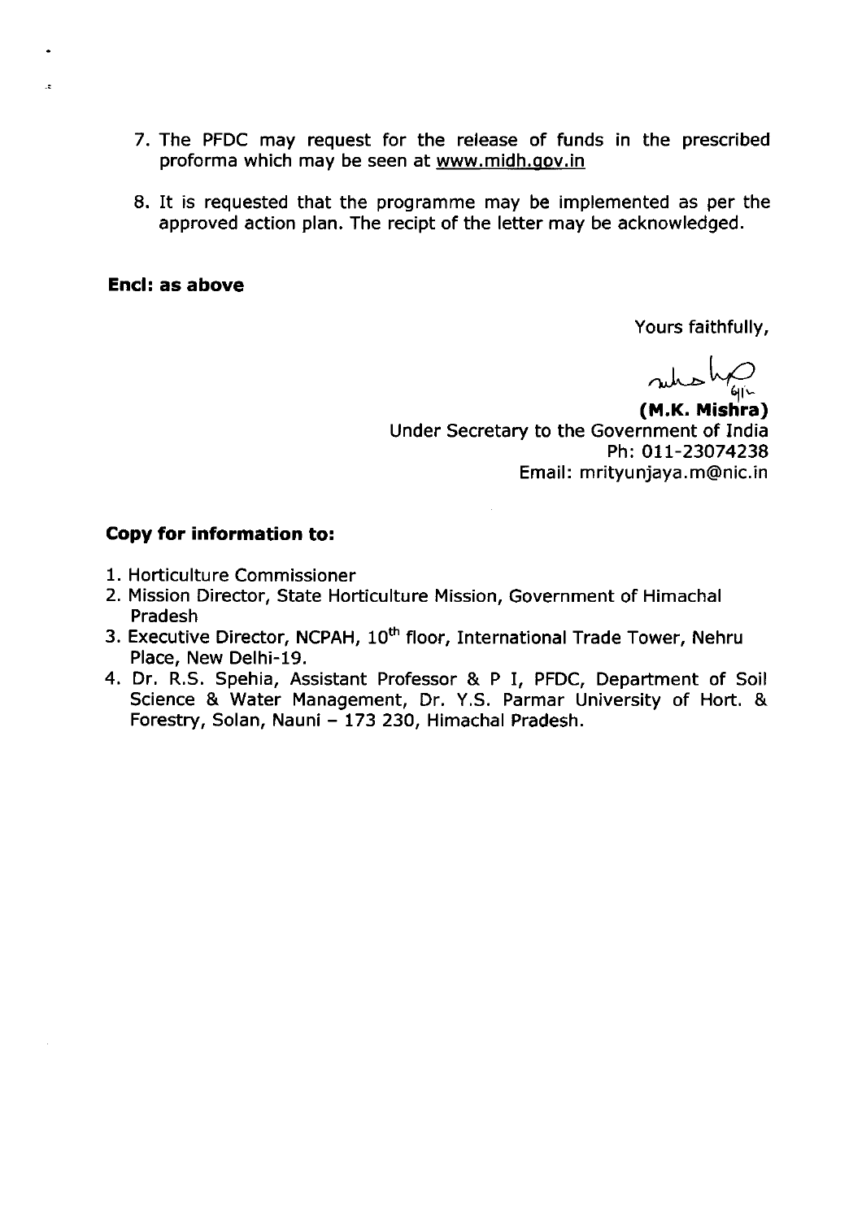7. The PFDC may request for the release of funds in the prescribed proforma which may be seen at www.midh.gov.in

8. It is requested that the programme may be implemented as per the approved action plan. The recipt of the letter may be acknowledged.

**Encl: as above**

Yours faithfully,

**(M.K. Mishra)**
Under Secretary to the Government of India
Ph: 011-23074238
Email: mrityunjaya.m@nic.in

**Copy for information to:**

1. Horticulture Commissioner
2. Mission Director, State Horticulture Mission, Government of Himachal Pradesh
3. Executive Director, NCPAH, 10th floor, International Trade Tower, Nehru Place, New Delhi-19.
4. Dr. R.S. Spehia, Assistant Professor & P I, PFDC, Department of Soil Science & Water Management, Dr. Y.S. Parmar University of Hort. & Forestry, Solan, Nauni – 173 230, Himachal Pradesh.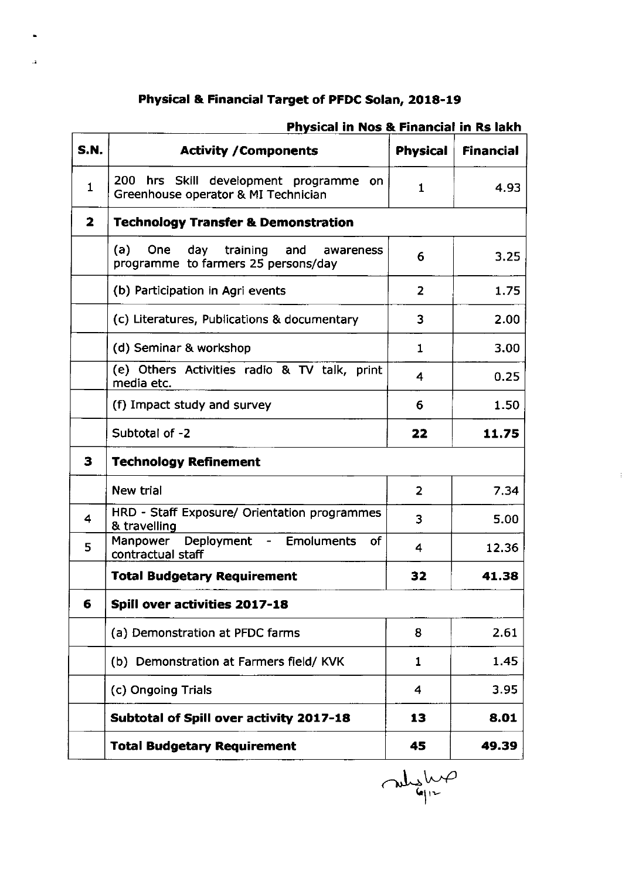# Physical & Financial Target of PFDC Solan, 2018-19

**Physical in Nos & Financial in Rs lakh**

| S.N. | Activity /Components | Physical | Financial |
|---|---|---|---|
| 1 | 200 hrs Skill development programme on Greenhouse operator & MI Technician | 1 | 4.93 |
| **2** | **Technology Transfer & Demonstration** | | |
| | (a) One day training and awareness programme to farmers 25 persons/day | 6 | 3.25 |
| | (b) Participation in Agri events | 2 | 1.75 |
| | (c) Literatures, Publications & documentary | 3 | 2.00 |
| | (d) Seminar & workshop | 1 | 3.00 |
| | (e) Others Activities radio & TV talk, print media etc. | 4 | 0.25 |
| | (f) Impact study and survey | 6 | 1.50 |
| | Subtotal of -2 | **22** | **11.75** |
| **3** | **Technology Refinement** | | |
| | New trial | 2 | 7.34 |
| 4 | HRD - Staff Exposure/ Orientation programmes & travelling | 3 | 5.00 |
| 5 | Manpower Deployment - Emoluments of contractual staff | 4 | 12.36 |
| | **Total Budgetary Requirement** | **32** | **41.38** |
| **6** | **Spill over activities 2017-18** | | |
| | (a) Demonstration at PFDC farms | 8 | 2.61 |
| | (b) Demonstration at Farmers field/ KVK | 1 | 1.45 |
| | (c) Ongoing Trials | 4 | 3.95 |
| | **Subtotal of Spill over activity 2017-18** | **13** | **8.01** |
| | **Total Budgetary Requirement** | **45** | **49.39** |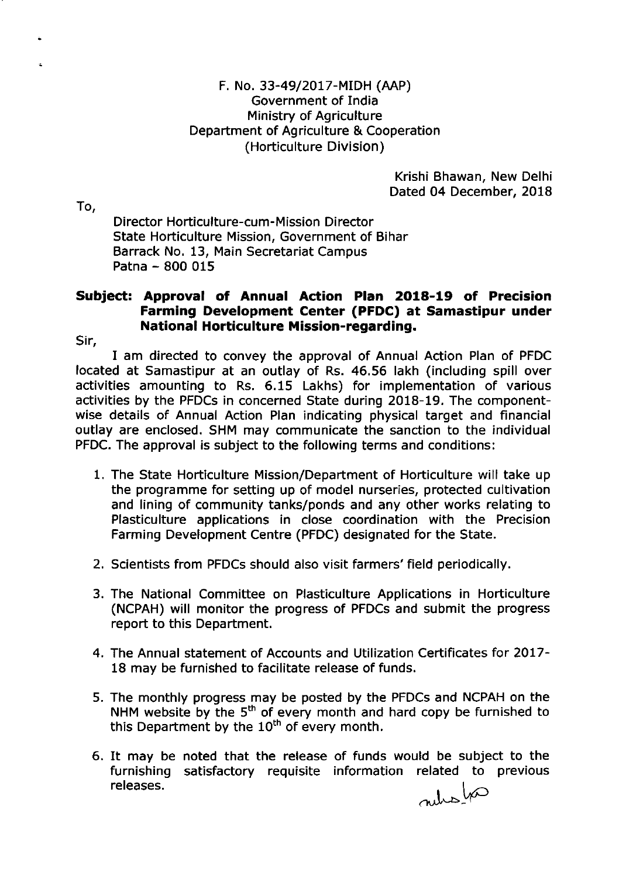F. No. 33-49/2017-MIDH (AAP)
Government of India
Ministry of Agriculture
Department of Agriculture & Cooperation
(Horticulture Division)

Krishi Bhawan, New Delhi
Dated 04 December, 2018

To,

Director Horticulture-cum-Mission Director
State Horticulture Mission, Government of Bihar
Barrack No. 13, Main Secretariat Campus
Patna – 800 015

**Subject: Approval of Annual Action Plan 2018-19 of Precision Farming Development Center (PFDC) at Samastipur under National Horticulture Mission-regarding.**

Sir,

I am directed to convey the approval of Annual Action Plan of PFDC located at Samastipur at an outlay of Rs. 46.56 lakh (including spill over activities amounting to Rs. 6.15 Lakhs) for implementation of various activities by the PFDCs in concerned State during 2018-19. The component-wise details of Annual Action Plan indicating physical target and financial outlay are enclosed. SHM may communicate the sanction to the individual PFDC. The approval is subject to the following terms and conditions:

1. The State Horticulture Mission/Department of Horticulture will take up the programme for setting up of model nurseries, protected cultivation and lining of community tanks/ponds and any other works relating to Plasticulture applications in close coordination with the Precision Farming Development Centre (PFDC) designated for the State.

2. Scientists from PFDCs should also visit farmers' field periodically.

3. The National Committee on Plasticulture Applications in Horticulture (NCPAH) will monitor the progress of PFDCs and submit the progress report to this Department.

4. The Annual statement of Accounts and Utilization Certificates for 2017-18 may be furnished to facilitate release of funds.

5. The monthly progress may be posted by the PFDCs and NCPAH on the NHM website by the 5th of every month and hard copy be furnished to this Department by the 10th of every month.

6. It may be noted that the release of funds would be subject to the furnishing satisfactory requisite information related to previous releases.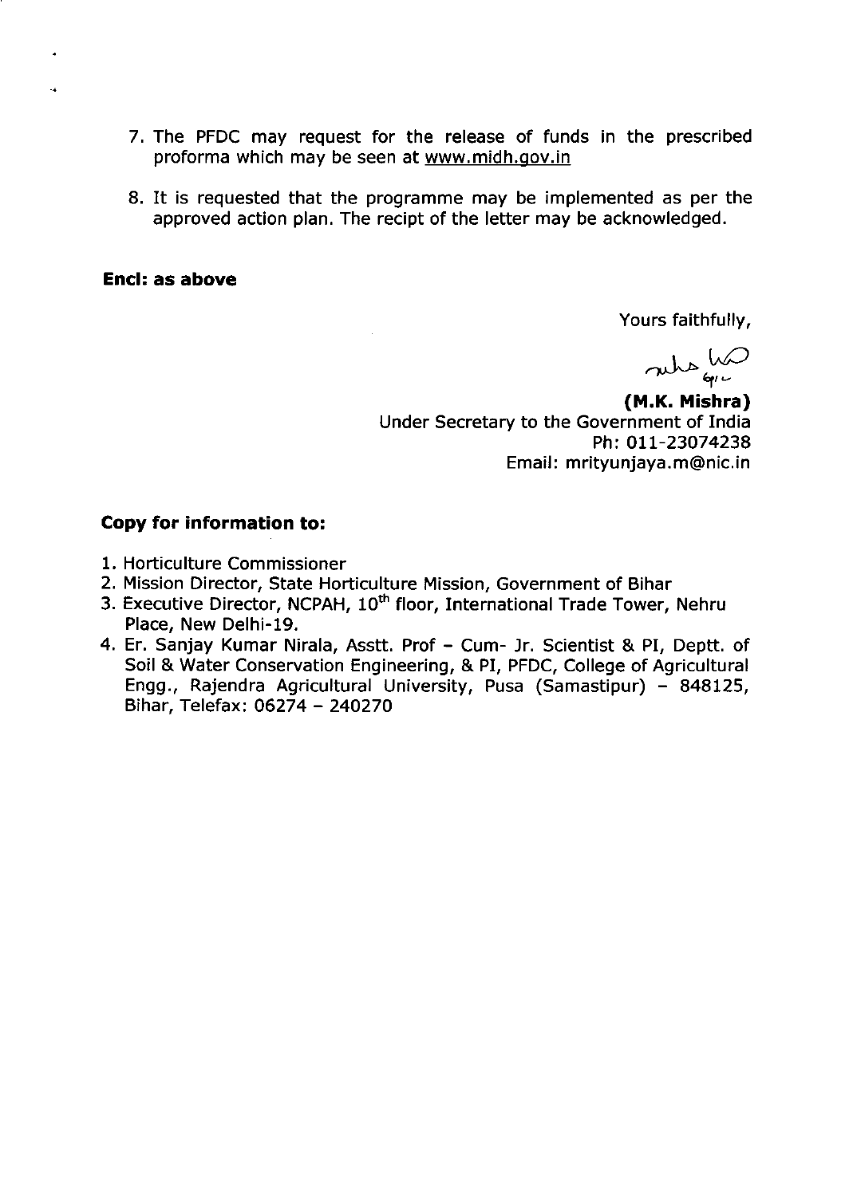7. The PFDC may request for the release of funds in the prescribed proforma which may be seen at www.midh.gov.in

8. It is requested that the programme may be implemented as per the approved action plan. The recipt of the letter may be acknowledged.

**Encl: as above**

Yours faithfully,

**(M.K. Mishra)**
Under Secretary to the Government of India
Ph: 011-23074238
Email: mrityunjaya.m@nic.in

**Copy for information to:**

1. Horticulture Commissioner
2. Mission Director, State Horticulture Mission, Government of Bihar
3. Executive Director, NCPAH, 10th floor, International Trade Tower, Nehru Place, New Delhi-19.
4. Er. Sanjay Kumar Nirala, Asstt. Prof – Cum- Jr. Scientist & PI, Deptt. of Soil & Water Conservation Engineering, & PI, PFDC, College of Agricultural Engg., Rajendra Agricultural University, Pusa (Samastipur) – 848125, Bihar, Telefax: 06274 – 240270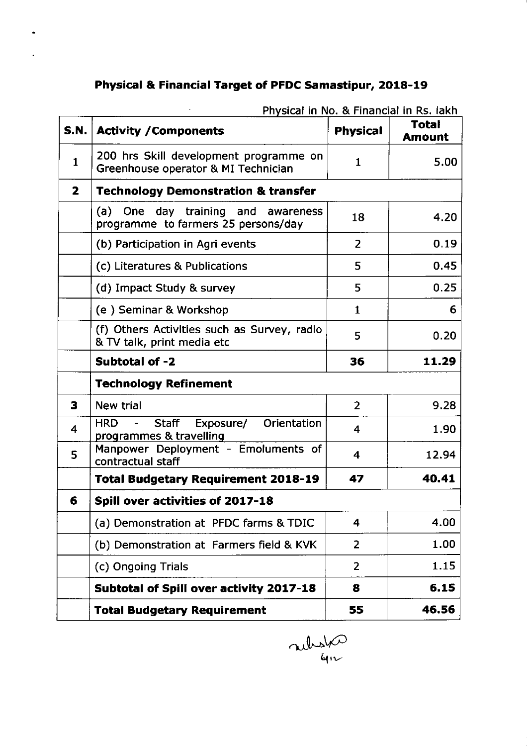## Physical & Financial Target of PFDC Samastipur, 2018-19

Physical in No. & Financial in Rs. lakh

| S.N. | Activity /Components | Physical | Total Amount |
|---|---|---|---|
| 1 | 200 hrs Skill development programme on Greenhouse operator & MI Technician | 1 | 5.00 |
| 2 | **Technology Demonstration & transfer** | | |
| | (a) One day training and awareness programme to farmers 25 persons/day | 18 | 4.20 |
| | (b) Participation in Agri events | 2 | 0.19 |
| | (c) Literatures & Publications | 5 | 0.45 |
| | (d) Impact Study & survey | 5 | 0.25 |
| | (e ) Seminar & Workshop | 1 | 6 |
| | (f) Others Activities such as Survey, radio & TV talk, print media etc | 5 | 0.20 |
| | **Subtotal of -2** | **36** | **11.29** |
| | **Technology Refinement** | | |
| 3 | New trial | 2 | 9.28 |
| 4 | HRD - Staff Exposure/ Orientation programmes & travelling | 4 | 1.90 |
| 5 | Manpower Deployment - Emoluments of contractual staff | 4 | 12.94 |
| | **Total Budgetary Requirement 2018-19** | **47** | **40.41** |
| 6 | **Spill over activities of 2017-18** | | |
| | (a) Demonstration at PFDC farms & TDIC | 4 | 4.00 |
| | (b) Demonstration at Farmers field & KVK | 2 | 1.00 |
| | (c) Ongoing Trials | 2 | 1.15 |
| | **Subtotal of Spill over activity 2017-18** | **8** | **6.15** |
| | **Total Budgetary Requirement** | **55** | **46.56** |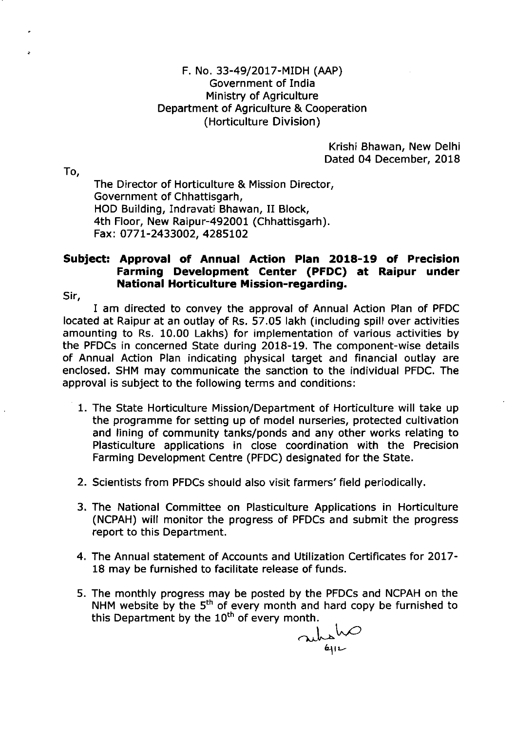F. No. 33-49/2017-MIDH (AAP)
Government of India
Ministry of Agriculture
Department of Agriculture & Cooperation
(Horticulture Division)

Krishi Bhawan, New Delhi
Dated 04 December, 2018

To,

The Director of Horticulture & Mission Director,
Government of Chhattisgarh,
HOD Building, Indravati Bhawan, II Block,
4th Floor, New Raipur-492001 (Chhattisgarh).
Fax: 0771-2433002, 4285102

**Subject: Approval of Annual Action Plan 2018-19 of Precision Farming Development Center (PFDC) at Raipur under National Horticulture Mission-regarding.**

Sir,

I am directed to convey the approval of Annual Action Plan of PFDC located at Raipur at an outlay of Rs. 57.05 lakh (including spill over activities amounting to Rs. 10.00 Lakhs) for implementation of various activities by the PFDCs in concerned State during 2018-19. The component-wise details of Annual Action Plan indicating physical target and financial outlay are enclosed. SHM may communicate the sanction to the individual PFDC. The approval is subject to the following terms and conditions:

1. The State Horticulture Mission/Department of Horticulture will take up the programme for setting up of model nurseries, protected cultivation and lining of community tanks/ponds and any other works relating to Plasticulture applications in close coordination with the Precision Farming Development Centre (PFDC) designated for the State.

2. Scientists from PFDCs should also visit farmers' field periodically.

3. The National Committee on Plasticulture Applications in Horticulture (NCPAH) will monitor the progress of PFDCs and submit the progress report to this Department.

4. The Annual statement of Accounts and Utilization Certificates for 2017-18 may be furnished to facilitate release of funds.

5. The monthly progress may be posted by the PFDCs and NCPAH on the NHM website by the 5th of every month and hard copy be furnished to this Department by the 10th of every month.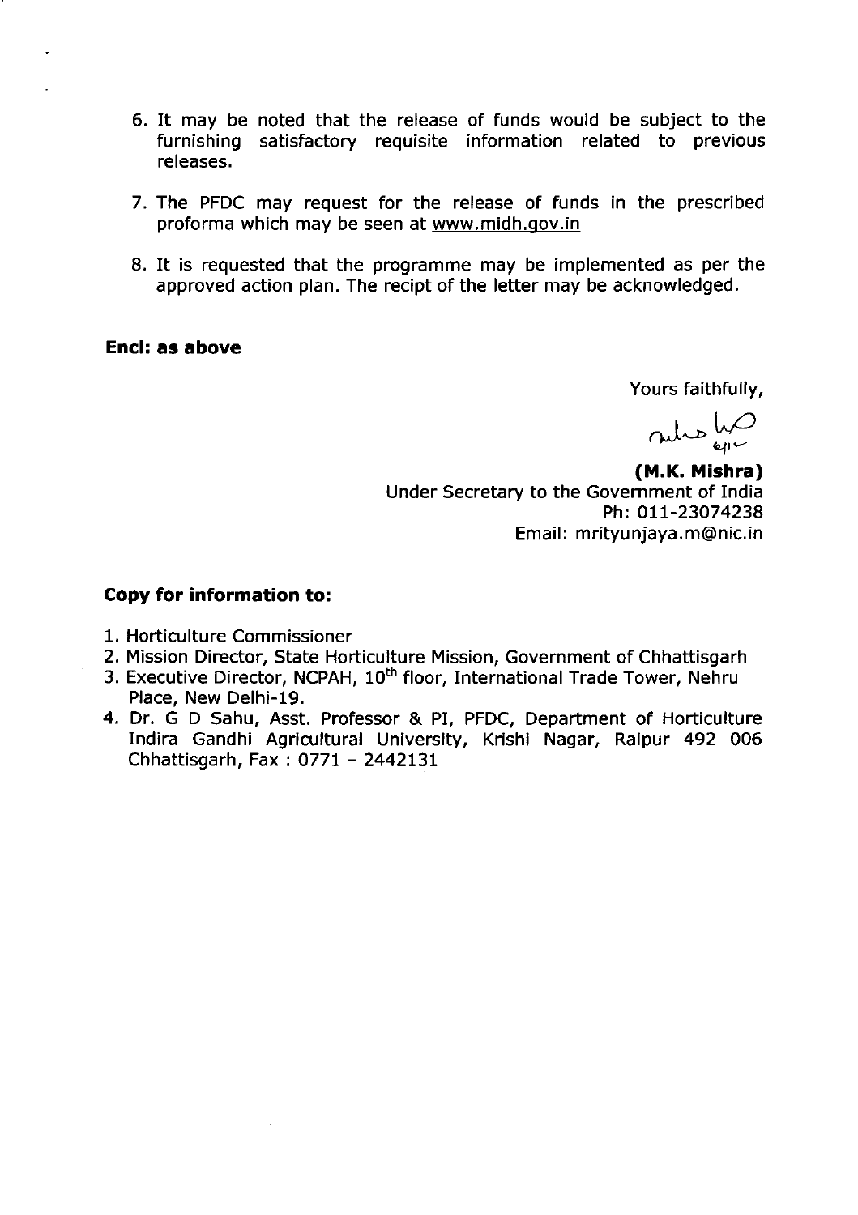6. It may be noted that the release of funds would be subject to the furnishing satisfactory requisite information related to previous releases.

7. The PFDC may request for the release of funds in the prescribed proforma which may be seen at www.midh.gov.in

8. It is requested that the programme may be implemented as per the approved action plan. The recipt of the letter may be acknowledged.

**Encl: as above**

Yours faithfully,

**(M.K. Mishra)**
Under Secretary to the Government of India
Ph: 011-23074238
Email: mrityunjaya.m@nic.in

**Copy for information to:**

1. Horticulture Commissioner
2. Mission Director, State Horticulture Mission, Government of Chhattisgarh
3. Executive Director, NCPAH, 10th floor, International Trade Tower, Nehru Place, New Delhi-19.
4. Dr. G D Sahu, Asst. Professor & PI, PFDC, Department of Horticulture Indira Gandhi Agricultural University, Krishi Nagar, Raipur 492 006 Chhattisgarh, Fax : 0771 – 2442131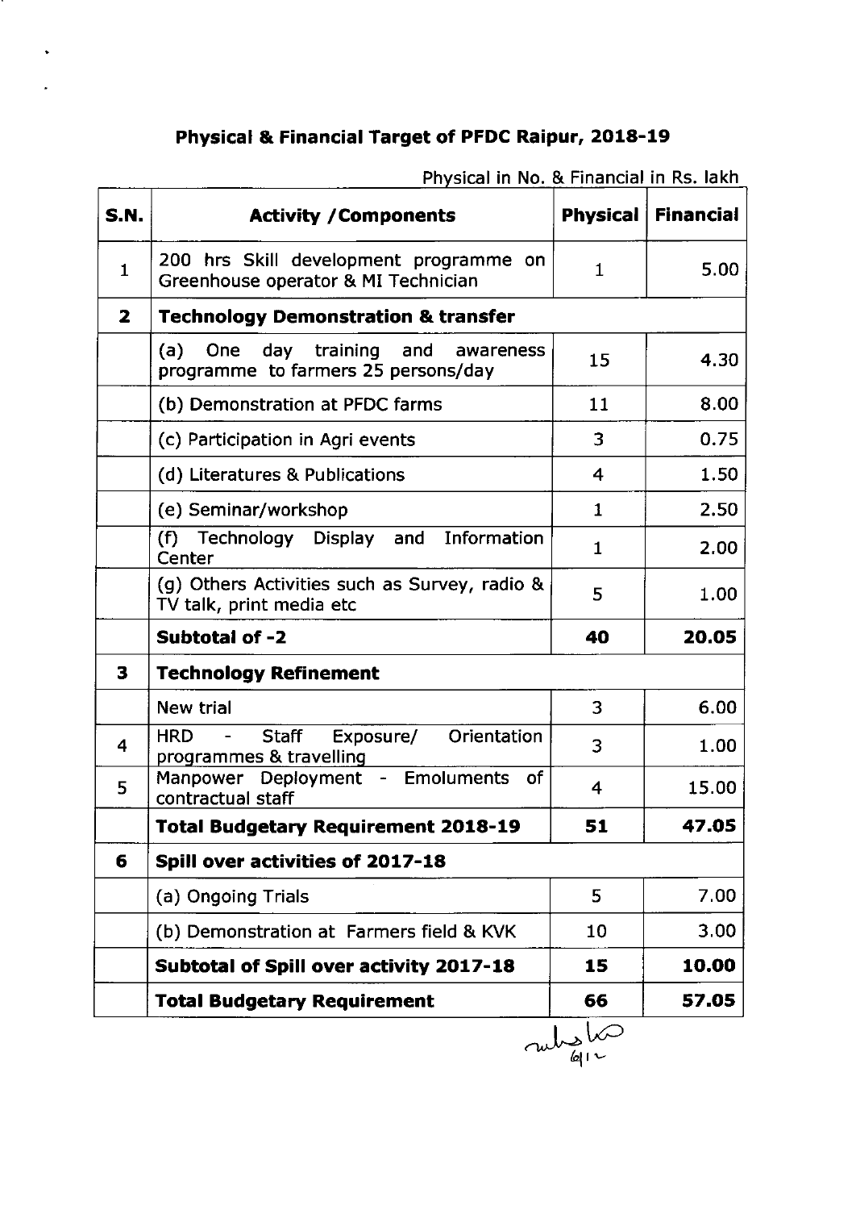## Physical & Financial Target of PFDC Raipur, 2018-19

Physical in No. & Financial in Rs. lakh

| S.N. | Activity /Components | Physical | Financial |
|---|---|---|---|
| 1 | 200 hrs Skill development programme on Greenhouse operator & MI Technician | 1 | 5.00 |
| 2 | **Technology Demonstration & transfer** | | |
| | (a) One day training and awareness programme to farmers 25 persons/day | 15 | 4.30 |
| | (b) Demonstration at PFDC farms | 11 | 8.00 |
| | (c) Participation in Agri events | 3 | 0.75 |
| | (d) Literatures & Publications | 4 | 1.50 |
| | (e) Seminar/workshop | 1 | 2.50 |
| | (f) Technology Display and Information Center | 1 | 2.00 |
| | (g) Others Activities such as Survey, radio & TV talk, print media etc | 5 | 1.00 |
| | **Subtotal of -2** | **40** | **20.05** |
| 3 | **Technology Refinement** | | |
| | New trial | 3 | 6.00 |
| 4 | HRD - Staff Exposure/ Orientation programmes & travelling | 3 | 1.00 |
| 5 | Manpower Deployment - Emoluments of contractual staff | 4 | 15.00 |
| | **Total Budgetary Requirement 2018-19** | **51** | **47.05** |
| 6 | **Spill over activities of 2017-18** | | |
| | (a) Ongoing Trials | 5 | 7.00 |
| | (b) Demonstration at Farmers field & KVK | 10 | 3.00 |
| | **Subtotal of Spill over activity 2017-18** | **15** | **10.00** |
| | **Total Budgetary Requirement** | **66** | **57.05** |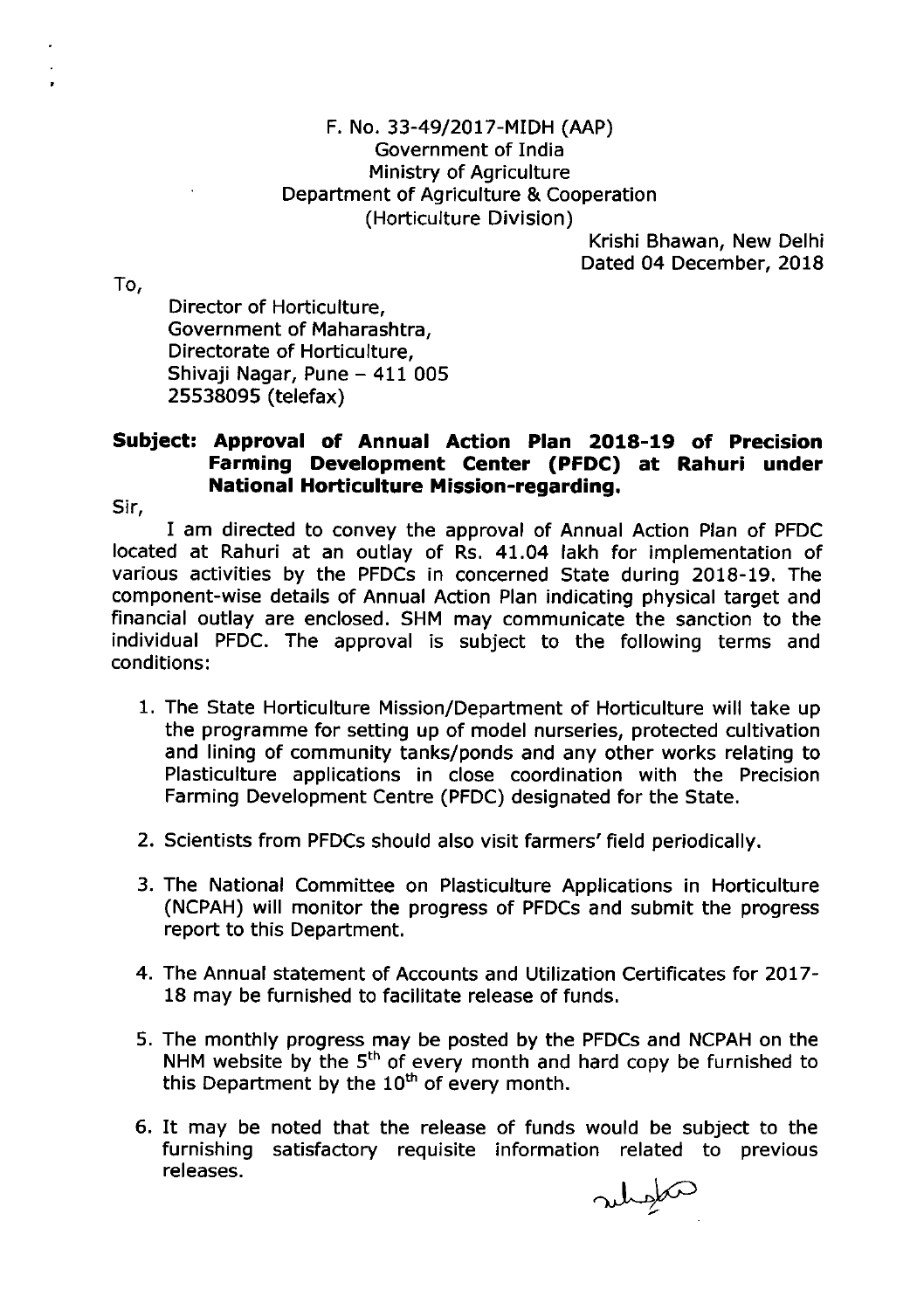F. No. 33-49/2017-MIDH (AAP)
Government of India
Ministry of Agriculture
Department of Agriculture & Cooperation
(Horticulture Division)

Krishi Bhawan, New Delhi
Dated 04 December, 2018

To,

Director of Horticulture,
Government of Maharashtra,
Directorate of Horticulture,
Shivaji Nagar, Pune – 411 005
25538095 (telefax)

**Subject: Approval of Annual Action Plan 2018-19 of Precision Farming Development Center (PFDC) at Rahuri under National Horticulture Mission-regarding.**

Sir,

I am directed to convey the approval of Annual Action Plan of PFDC located at Rahuri at an outlay of Rs. 41.04 lakh for implementation of various activities by the PFDCs in concerned State during 2018-19. The component-wise details of Annual Action Plan indicating physical target and financial outlay are enclosed. SHM may communicate the sanction to the individual PFDC. The approval is subject to the following terms and conditions:

1. The State Horticulture Mission/Department of Horticulture will take up the programme for setting up of model nurseries, protected cultivation and lining of community tanks/ponds and any other works relating to Plasticulture applications in close coordination with the Precision Farming Development Centre (PFDC) designated for the State.

2. Scientists from PFDCs should also visit farmers' field periodically.

3. The National Committee on Plasticulture Applications in Horticulture (NCPAH) will monitor the progress of PFDCs and submit the progress report to this Department.

4. The Annual statement of Accounts and Utilization Certificates for 2017-18 may be furnished to facilitate release of funds.

5. The monthly progress may be posted by the PFDCs and NCPAH on the NHM website by the 5th of every month and hard copy be furnished to this Department by the 10th of every month.

6. It may be noted that the release of funds would be subject to the furnishing satisfactory requisite information related to previous releases.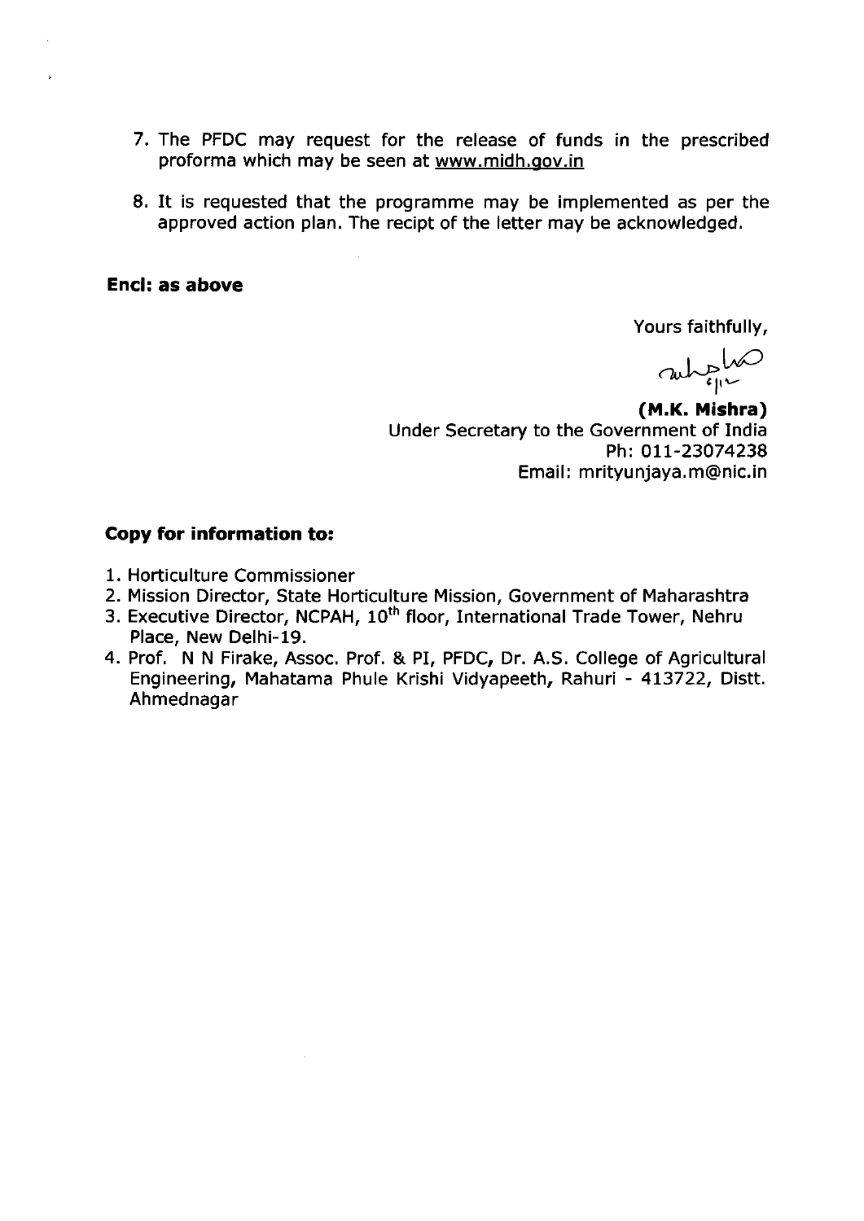7. The PFDC may request for the release of funds in the prescribed proforma which may be seen at www.midh.gov.in

8. It is requested that the programme may be implemented as per the approved action plan. The recipt of the letter may be acknowledged.

**Encl: as above**

Yours faithfully,

**(M.K. Mishra)**
Under Secretary to the Government of India
Ph: 011-23074238
Email: mrityunjaya.m@nic.in

**Copy for information to:**

1. Horticulture Commissioner
2. Mission Director, State Horticulture Mission, Government of Maharashtra
3. Executive Director, NCPAH, 10th floor, International Trade Tower, Nehru Place, New Delhi-19.
4. Prof. N N Firake, Assoc. Prof. & PI, PFDC, Dr. A.S. College of Agricultural Engineering, Mahatama Phule Krishi Vidyapeeth, Rahuri - 413722, Distt. Ahmednagar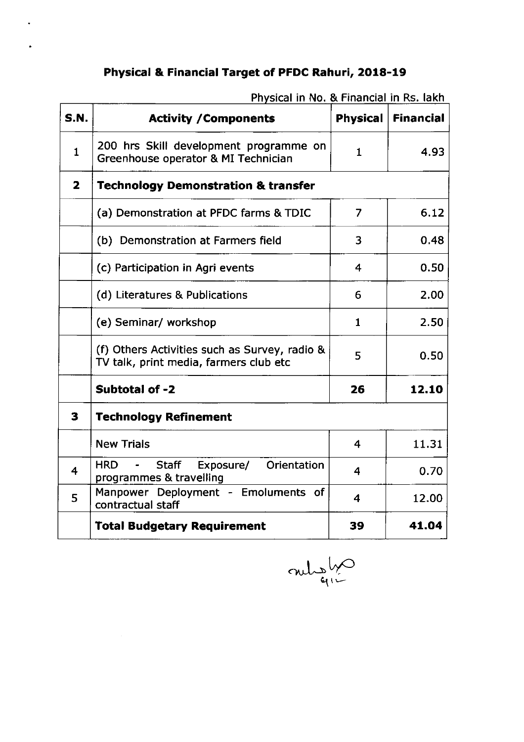**Physical & Financial Target of PFDC Rahuri, 2018-19**

Physical in No. & Financial in Rs. lakh

| S.N. | Activity /Components | Physical | Financial |
|---|---|---|---|
| 1 | 200 hrs Skill development programme on Greenhouse operator & MI Technician | 1 | 4.93 |
| **2** | **Technology Demonstration & transfer** | | |
| | (a) Demonstration at PFDC farms & TDIC | 7 | 6.12 |
| | (b) Demonstration at Farmers field | 3 | 0.48 |
| | (c) Participation in Agri events | 4 | 0.50 |
| | (d) Literatures & Publications | 6 | 2.00 |
| | (e) Seminar/ workshop | 1 | 2.50 |
| | (f) Others Activities such as Survey, radio & TV talk, print media, farmers club etc | 5 | 0.50 |
| | **Subtotal of -2** | **26** | **12.10** |
| **3** | **Technology Refinement** | | |
| | New Trials | 4 | 11.31 |
| 4 | HRD - Staff Exposure/ Orientation programmes & travelling | 4 | 0.70 |
| 5 | Manpower Deployment - Emoluments of contractual staff | 4 | 12.00 |
| | **Total Budgetary Requirement** | **39** | **41.04** |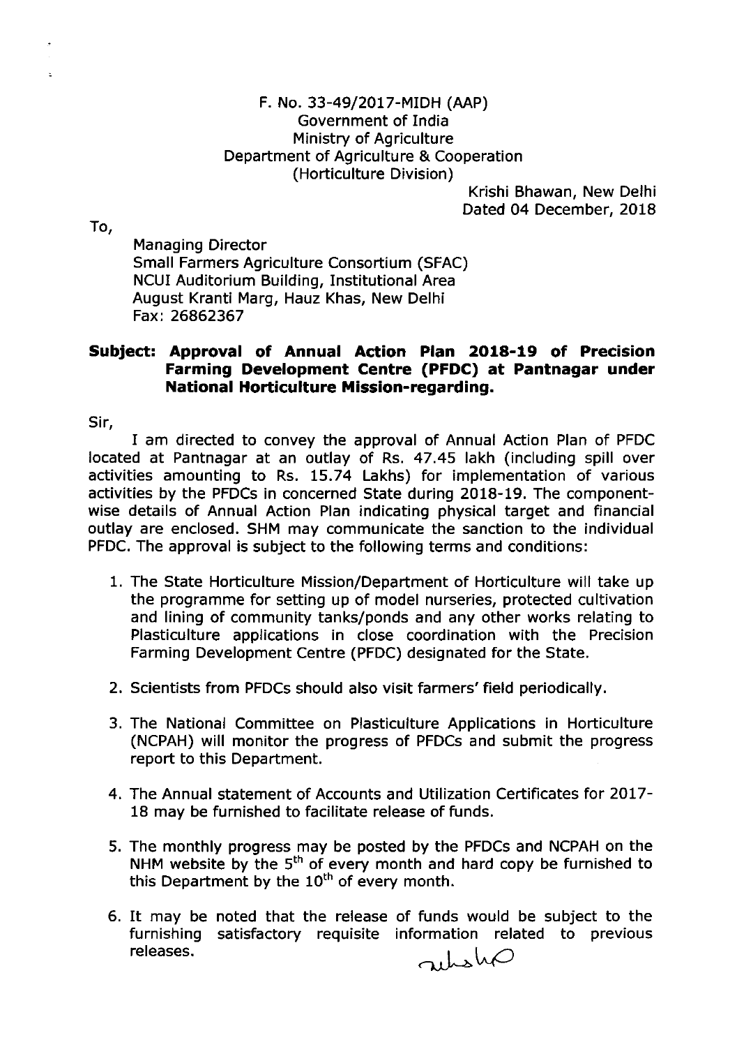F. No. 33-49/2017-MIDH (AAP)
Government of India
Ministry of Agriculture
Department of Agriculture & Cooperation
(Horticulture Division)

Krishi Bhawan, New Delhi
Dated 04 December, 2018

To,

Managing Director
Small Farmers Agriculture Consortium (SFAC)
NCUI Auditorium Building, Institutional Area
August Kranti Marg, Hauz Khas, New Delhi
Fax: 26862367

**Subject: Approval of Annual Action Plan 2018-19 of Precision Farming Development Centre (PFDC) at Pantnagar under National Horticulture Mission-regarding.**

Sir,

I am directed to convey the approval of Annual Action Plan of PFDC located at Pantnagar at an outlay of Rs. 47.45 lakh (including spill over activities amounting to Rs. 15.74 Lakhs) for implementation of various activities by the PFDCs in concerned State during 2018-19. The component-wise details of Annual Action Plan indicating physical target and financial outlay are enclosed. SHM may communicate the sanction to the individual PFDC. The approval is subject to the following terms and conditions:

1. The State Horticulture Mission/Department of Horticulture will take up the programme for setting up of model nurseries, protected cultivation and lining of community tanks/ponds and any other works relating to Plasticulture applications in close coordination with the Precision Farming Development Centre (PFDC) designated for the State.

2. Scientists from PFDCs should also visit farmers' field periodically.

3. The National Committee on Plasticulture Applications in Horticulture (NCPAH) will monitor the progress of PFDCs and submit the progress report to this Department.

4. The Annual statement of Accounts and Utilization Certificates for 2017-18 may be furnished to facilitate release of funds.

5. The monthly progress may be posted by the PFDCs and NCPAH on the NHM website by the 5th of every month and hard copy be furnished to this Department by the 10th of every month.

6. It may be noted that the release of funds would be subject to the furnishing satisfactory requisite information related to previous releases.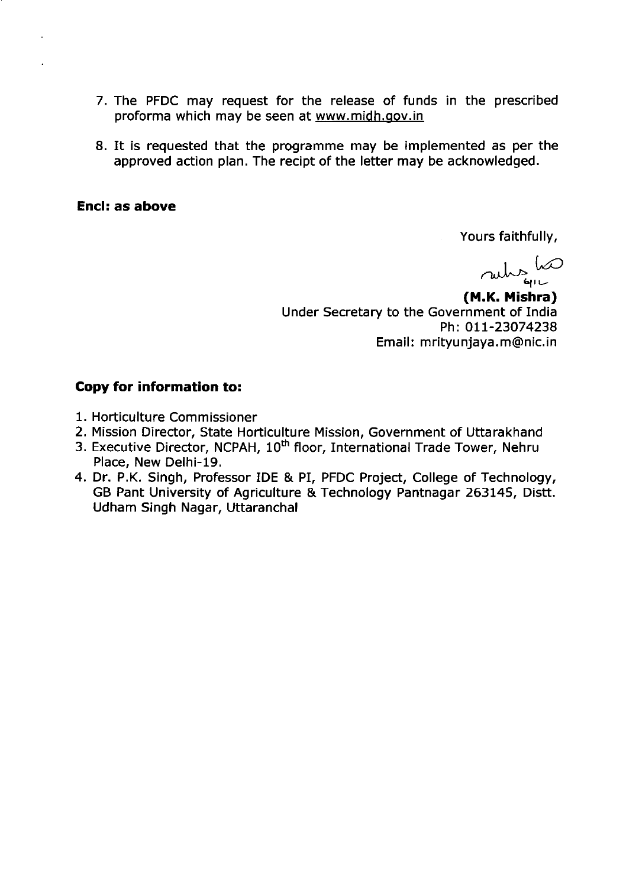7. The PFDC may request for the release of funds in the prescribed proforma which may be seen at www.midh.gov.in

8. It is requested that the programme may be implemented as per the approved action plan. The recipt of the letter may be acknowledged.

**Encl: as above**

Yours faithfully,

**(M.K. Mishra)**
Under Secretary to the Government of India
Ph: 011-23074238
Email: mrityunjaya.m@nic.in

**Copy for information to:**

1. Horticulture Commissioner
2. Mission Director, State Horticulture Mission, Government of Uttarakhand
3. Executive Director, NCPAH, 10th floor, International Trade Tower, Nehru Place, New Delhi-19.
4. Dr. P.K. Singh, Professor IDE & PI, PFDC Project, College of Technology, GB Pant University of Agriculture & Technology Pantnagar 263145, Distt. Udham Singh Nagar, Uttaranchal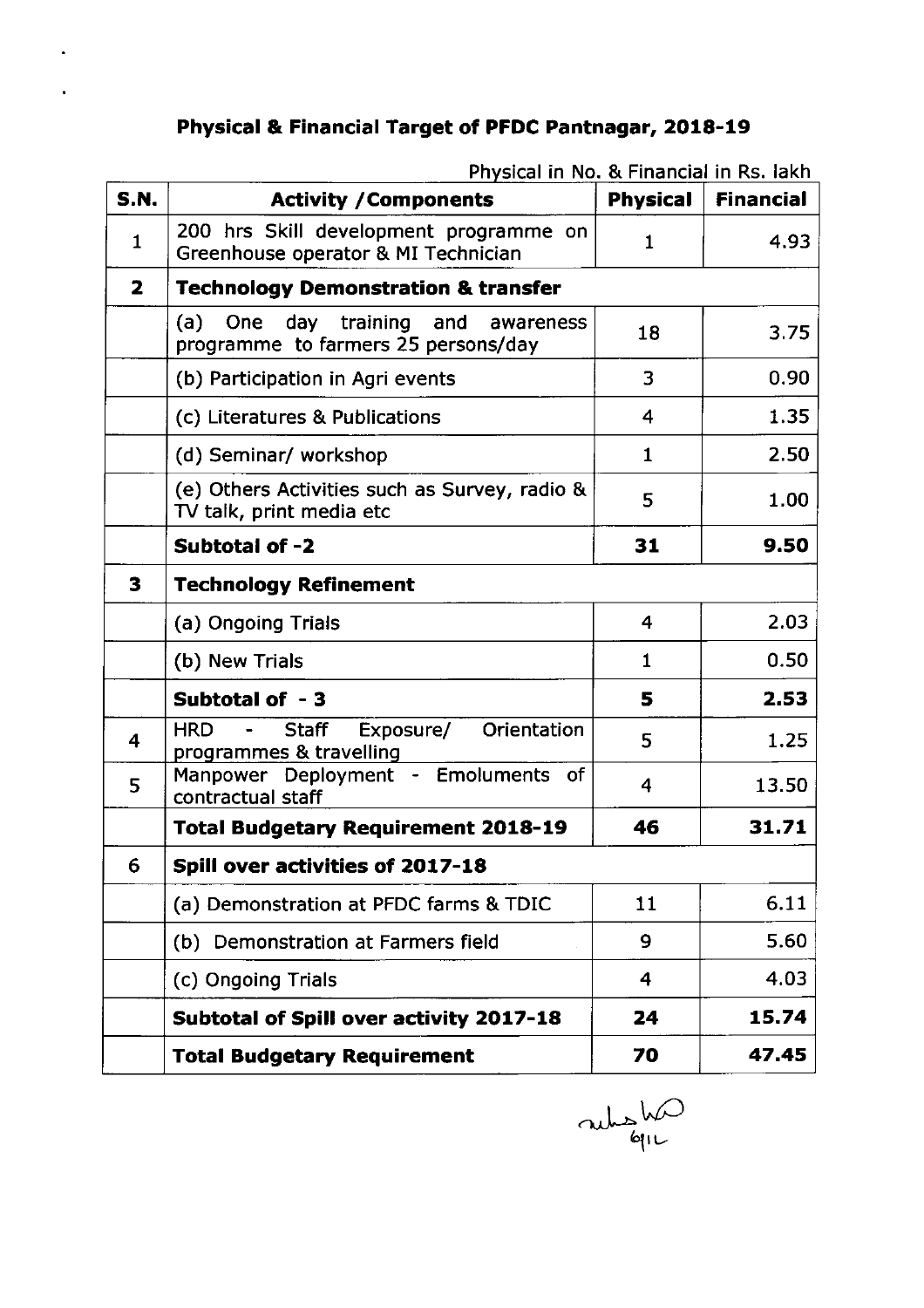# Physical & Financial Target of PFDC Pantnagar, 2018-19

Physical in No. & Financial in Rs. lakh

| S.N. | Activity /Components | Physical | Financial |
|---|---|---|---|
| 1 | 200 hrs Skill development programme on Greenhouse operator & MI Technician | 1 | 4.93 |
| **2** | **Technology Demonstration & transfer** | | |
| | (a) One day training and awareness programme to farmers 25 persons/day | 18 | 3.75 |
| | (b) Participation in Agri events | 3 | 0.90 |
| | (c) Literatures & Publications | 4 | 1.35 |
| | (d) Seminar/ workshop | 1 | 2.50 |
| | (e) Others Activities such as Survey, radio & TV talk, print media etc | 5 | 1.00 |
| | **Subtotal of -2** | **31** | **9.50** |
| **3** | **Technology Refinement** | | |
| | (a) Ongoing Trials | 4 | 2.03 |
| | (b) New Trials | 1 | 0.50 |
| | **Subtotal of - 3** | **5** | **2.53** |
| 4 | HRD - Staff Exposure/ Orientation programmes & travelling | 5 | 1.25 |
| 5 | Manpower Deployment - Emoluments of contractual staff | 4 | 13.50 |
| | **Total Budgetary Requirement 2018-19** | **46** | **31.71** |
| 6 | **Spill over activities of 2017-18** | | |
| | (a) Demonstration at PFDC farms & TDIC | 11 | 6.11 |
| | (b) Demonstration at Farmers field | 9 | 5.60 |
| | (c) Ongoing Trials | 4 | 4.03 |
| | **Subtotal of Spill over activity 2017-18** | **24** | **15.74** |
| | **Total Budgetary Requirement** | **70** | **47.45** |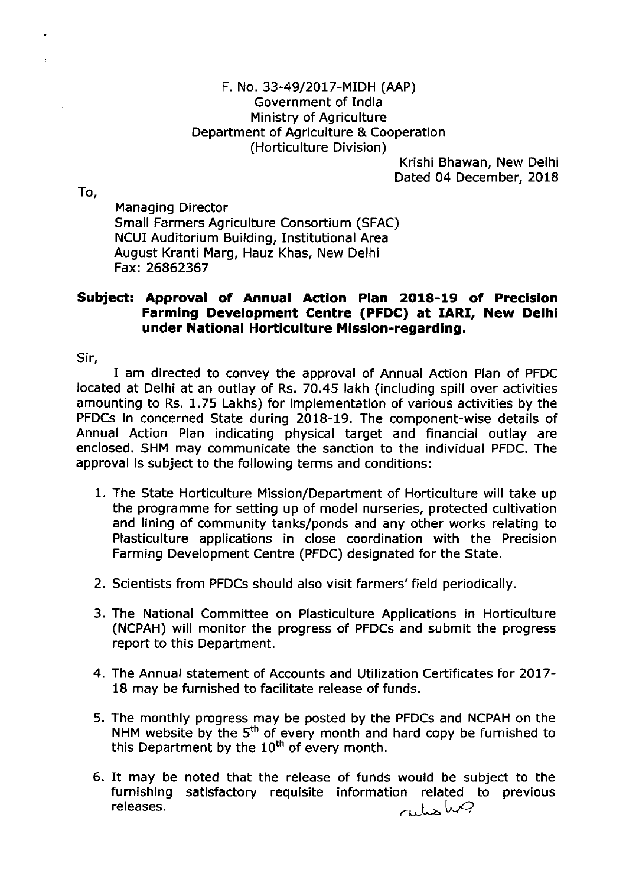F. No. 33-49/2017-MIDH (AAP)
Government of India
Ministry of Agriculture
Department of Agriculture & Cooperation
(Horticulture Division)

Krishi Bhawan, New Delhi
Dated 04 December, 2018

To,

Managing Director
Small Farmers Agriculture Consortium (SFAC)
NCUI Auditorium Building, Institutional Area
August Kranti Marg, Hauz Khas, New Delhi
Fax: 26862367

**Subject: Approval of Annual Action Plan 2018-19 of Precision Farming Development Centre (PFDC) at IARI, New Delhi under National Horticulture Mission-regarding.**

Sir,

I am directed to convey the approval of Annual Action Plan of PFDC located at Delhi at an outlay of Rs. 70.45 lakh (including spill over activities amounting to Rs. 1.75 Lakhs) for implementation of various activities by the PFDCs in concerned State during 2018-19. The component-wise details of Annual Action Plan indicating physical target and financial outlay are enclosed. SHM may communicate the sanction to the individual PFDC. The approval is subject to the following terms and conditions:

1. The State Horticulture Mission/Department of Horticulture will take up the programme for setting up of model nurseries, protected cultivation and lining of community tanks/ponds and any other works relating to Plasticulture applications in close coordination with the Precision Farming Development Centre (PFDC) designated for the State.
2. Scientists from PFDCs should also visit farmers' field periodically.
3. The National Committee on Plasticulture Applications in Horticulture (NCPAH) will monitor the progress of PFDCs and submit the progress report to this Department.
4. The Annual statement of Accounts and Utilization Certificates for 2017-18 may be furnished to facilitate release of funds.
5. The monthly progress may be posted by the PFDCs and NCPAH on the NHM website by the 5th of every month and hard copy be furnished to this Department by the 10th of every month.
6. It may be noted that the release of funds would be subject to the furnishing satisfactory requisite information related to previous releases.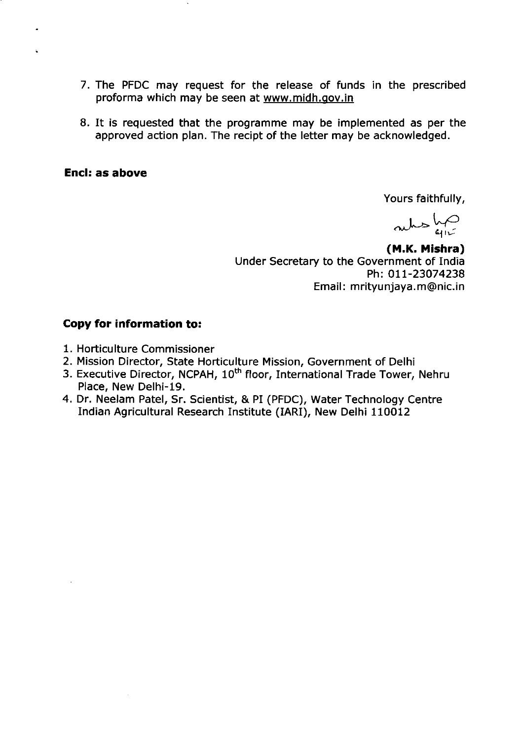7. The PFDC may request for the release of funds in the prescribed proforma which may be seen at www.midh.gov.in

8. It is requested that the programme may be implemented as per the approved action plan. The recipt of the letter may be acknowledged.

**Encl: as above**

Yours faithfully,

**(M.K. Mishra)**
Under Secretary to the Government of India
Ph: 011-23074238
Email: mrityunjaya.m@nic.in

**Copy for information to:**

1. Horticulture Commissioner
2. Mission Director, State Horticulture Mission, Government of Delhi
3. Executive Director, NCPAH, 10th floor, International Trade Tower, Nehru Place, New Delhi-19.
4. Dr. Neelam Patel, Sr. Scientist, & PI (PFDC), Water Technology Centre Indian Agricultural Research Institute (IARI), New Delhi 110012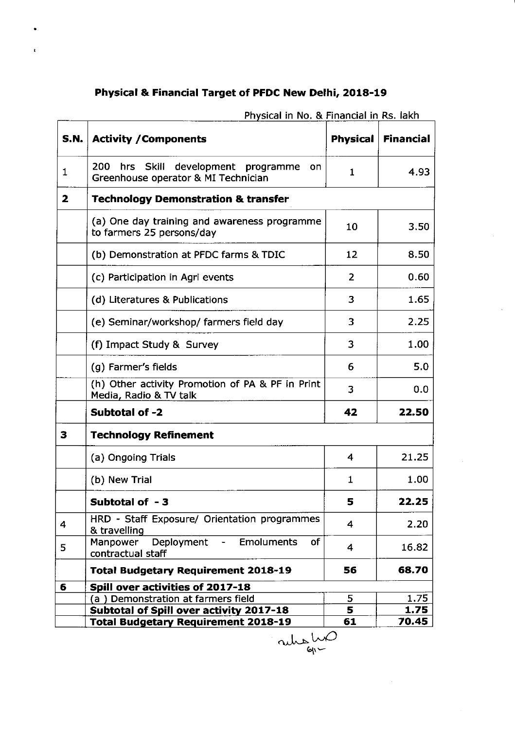# Physical & Financial Target of PFDC New Delhi, 2018-19

Physical in No. & Financial in Rs. lakh

| S.N. | Activity /Components | Physical | Financial |
|---|---|---|---|
| 1 | 200 hrs Skill development programme on Greenhouse operator & MI Technician | 1 | 4.93 |
| **2** | **Technology Demonstration & transfer** | | |
| | (a) One day training and awareness programme to farmers 25 persons/day | 10 | 3.50 |
| | (b) Demonstration at PFDC farms & TDIC | 12 | 8.50 |
| | (c) Participation in Agri events | 2 | 0.60 |
| | (d) Literatures & Publications | 3 | 1.65 |
| | (e) Seminar/workshop/ farmers field day | 3 | 2.25 |
| | (f) Impact Study & Survey | 3 | 1.00 |
| | (g) Farmer's fields | 6 | 5.0 |
| | (h) Other activity Promotion of PA & PF in Print Media, Radio & TV talk | 3 | 0.0 |
| | **Subtotal of -2** | **42** | **22.50** |
| **3** | **Technology Refinement** | | |
| | (a) Ongoing Trials | 4 | 21.25 |
| | (b) New Trial | 1 | 1.00 |
| | **Subtotal of - 3** | **5** | **22.25** |
| 4 | HRD - Staff Exposure/ Orientation programmes & travelling | 4 | 2.20 |
| 5 | Manpower Deployment - Emoluments of contractual staff | 4 | 16.82 |
| | **Total Budgetary Requirement 2018-19** | **56** | **68.70** |
| **6** | **Spill over activities of 2017-18** | | |
| | (a ) Demonstration at farmers field | 5 | 1.75 |
| | **Subtotal of Spill over activity 2017-18** | **5** | **1.75** |
| | **Total Budgetary Requirement 2018-19** | **61** | **70.45** |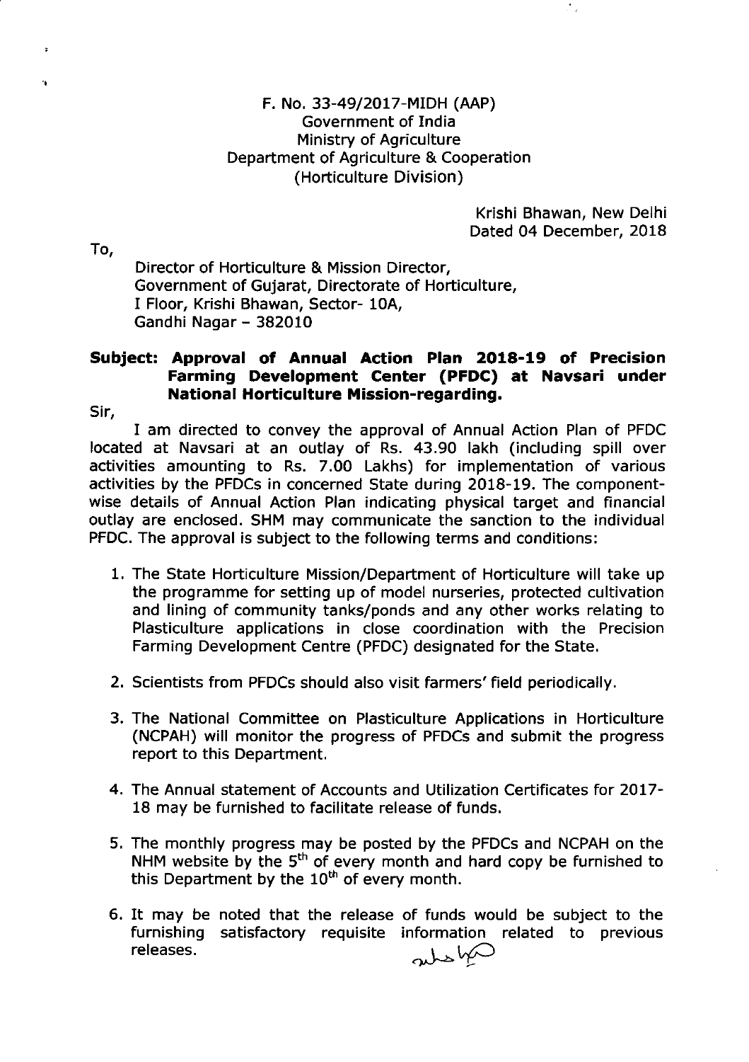F. No. 33-49/2017-MIDH (AAP)
Government of India
Ministry of Agriculture
Department of Agriculture & Cooperation
(Horticulture Division)

Krishi Bhawan, New Delhi
Dated 04 December, 2018

To,

Director of Horticulture & Mission Director,
Government of Gujarat, Directorate of Horticulture,
I Floor, Krishi Bhawan, Sector- 10A,
Gandhi Nagar – 382010

**Subject: Approval of Annual Action Plan 2018-19 of Precision Farming Development Center (PFDC) at Navsari under National Horticulture Mission-regarding.**

Sir,

I am directed to convey the approval of Annual Action Plan of PFDC located at Navsari at an outlay of Rs. 43.90 lakh (including spill over activities amounting to Rs. 7.00 Lakhs) for implementation of various activities by the PFDCs in concerned State during 2018-19. The component-wise details of Annual Action Plan indicating physical target and financial outlay are enclosed. SHM may communicate the sanction to the individual PFDC. The approval is subject to the following terms and conditions:

1. The State Horticulture Mission/Department of Horticulture will take up the programme for setting up of model nurseries, protected cultivation and lining of community tanks/ponds and any other works relating to Plasticulture applications in close coordination with the Precision Farming Development Centre (PFDC) designated for the State.
2. Scientists from PFDCs should also visit farmers' field periodically.
3. The National Committee on Plasticulture Applications in Horticulture (NCPAH) will monitor the progress of PFDCs and submit the progress report to this Department.
4. The Annual statement of Accounts and Utilization Certificates for 2017-18 may be furnished to facilitate release of funds.
5. The monthly progress may be posted by the PFDCs and NCPAH on the NHM website by the 5th of every month and hard copy be furnished to this Department by the 10th of every month.
6. It may be noted that the release of funds would be subject to the furnishing satisfactory requisite information related to previous releases.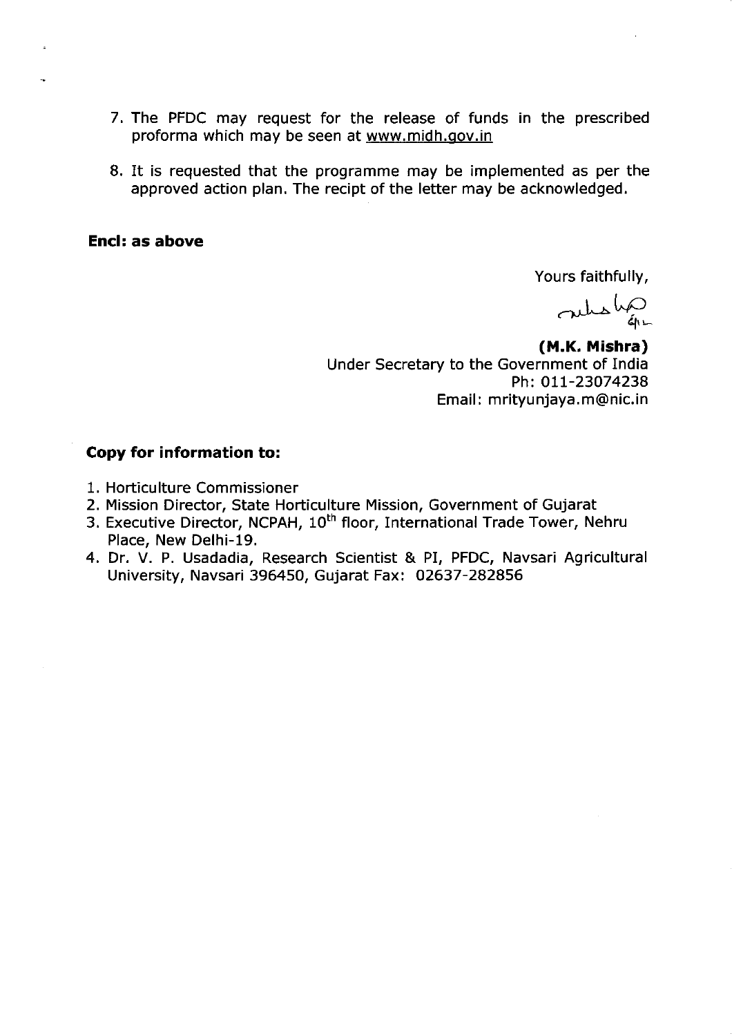7. The PFDC may request for the release of funds in the prescribed proforma which may be seen at www.midh.gov.in

8. It is requested that the programme may be implemented as per the approved action plan. The recipt of the letter may be acknowledged.

**Encl: as above**

Yours faithfully,

**(M.K. Mishra)**
Under Secretary to the Government of India
Ph: 011-23074238
Email: mrityunjaya.m@nic.in

**Copy for information to:**

1. Horticulture Commissioner
2. Mission Director, State Horticulture Mission, Government of Gujarat
3. Executive Director, NCPAH, 10th floor, International Trade Tower, Nehru Place, New Delhi-19.
4. Dr. V. P. Usadadia, Research Scientist & PI, PFDC, Navsari Agricultural University, Navsari 396450, Gujarat Fax: 02637-282856